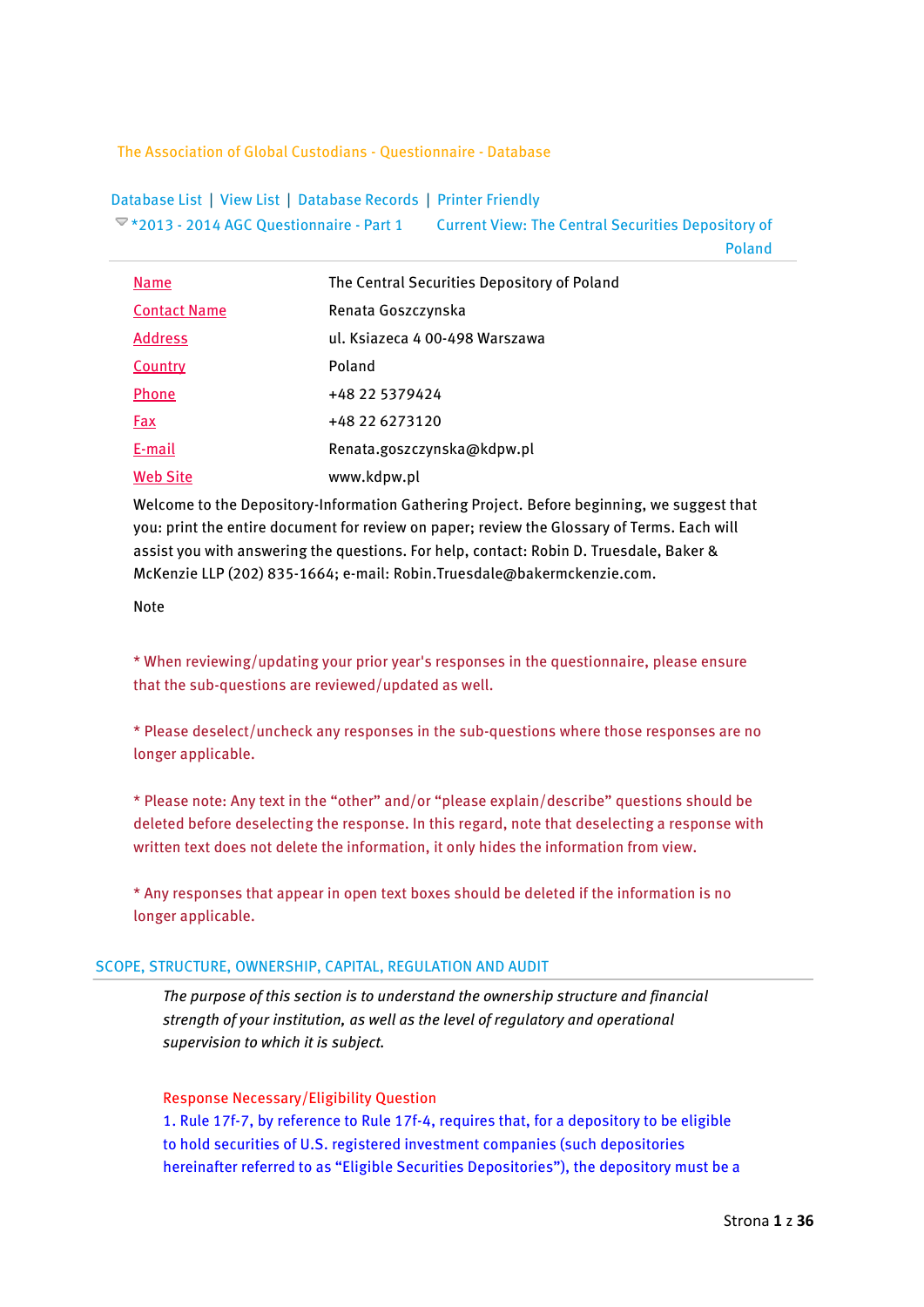The Association of Global Custodians - Questionnaire - Database

Database List | View List | Database Records | Printer Friendly

*2013 - 2014 AGC Questionnaire - Part 1 — Current View: The Central Securities Depository of Poland

| | |
|---|---|
| Name | The Central Securities Depository of Poland |
| Contact Name | Renata Goszczynska |
| Address | ul. Ksiazeca 4 00-498 Warszawa |
| Country | Poland |
| Phone | +48 22 5379424 |
| Fax | +48 22 6273120 |
| E-mail | Renata.goszczynska@kdpw.pl |
| Web Site | www.kdpw.pl |

Welcome to the Depository-Information Gathering Project. Before beginning, we suggest that you: print the entire document for review on paper; review the Glossary of Terms. Each will assist you with answering the questions. For help, contact: Robin D. Truesdale, Baker & McKenzie LLP (202) 835-1664; e-mail: Robin.Truesdale@bakermckenzie.com.

Note

* When reviewing/updating your prior year's responses in the questionnaire, please ensure that the sub-questions are reviewed/updated as well.

* Please deselect/uncheck any responses in the sub-questions where those responses are no longer applicable.

* Please note: Any text in the “other” and/or “please explain/describe” questions should be deleted before deselecting the response. In this regard, note that deselecting a response with written text does not delete the information, it only hides the information from view.

* Any responses that appear in open text boxes should be deleted if the information is no longer applicable.

## SCOPE, STRUCTURE, OWNERSHIP, CAPITAL, REGULATION AND AUDIT

*The purpose of this section is to understand the ownership structure and financial strength of your institution, as well as the level of regulatory and operational supervision to which it is subject.*

Response Necessary/Eligibility Question

1. Rule 17f-7, by reference to Rule 17f-4, requires that, for a depository to be eligible to hold securities of U.S. registered investment companies (such depositories hereinafter referred to as “Eligible Securities Depositories”), the depository must be a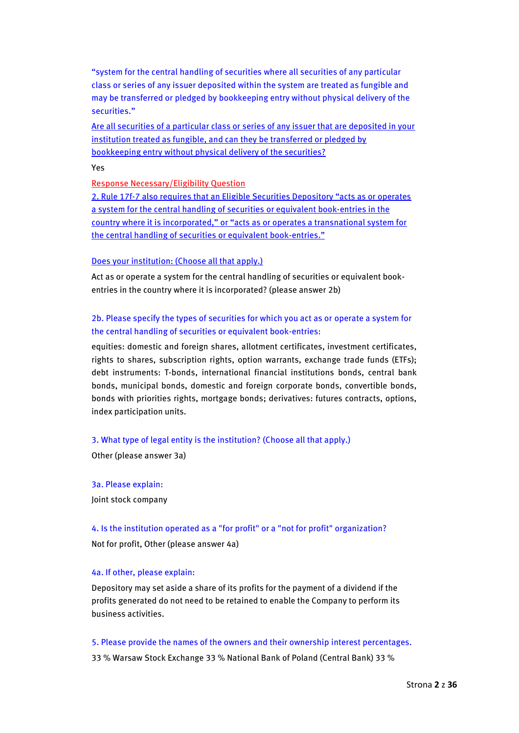"system for the central handling of securities where all securities of any particular class or series of any issuer deposited within the system are treated as fungible and may be transferred or pledged by bookkeeping entry without physical delivery of the securities."

Are all securities of a particular class or series of any issuer that are deposited in your institution treated as fungible, and can they be transferred or pledged by bookkeeping entry without physical delivery of the securities?

Yes

Response Necessary/Eligibility Question

2. Rule 17f-7 also requires that an Eligible Securities Depository "acts as or operates a system for the central handling of securities or equivalent book-entries in the country where it is incorporated," or "acts as or operates a transnational system for the central handling of securities or equivalent book-entries."

Does your institution: (Choose all that apply.)

Act as or operate a system for the central handling of securities or equivalent book-entries in the country where it is incorporated? (please answer 2b)

2b. Please specify the types of securities for which you act as or operate a system for the central handling of securities or equivalent book-entries:

equities: domestic and foreign shares, allotment certificates, investment certificates, rights to shares, subscription rights, option warrants, exchange trade funds (ETFs); debt instruments: T-bonds, international financial institutions bonds, central bank bonds, municipal bonds, domestic and foreign corporate bonds, convertible bonds, bonds with priorities rights, mortgage bonds; derivatives: futures contracts, options, index participation units.

3. What type of legal entity is the institution? (Choose all that apply.)

Other (please answer 3a)

3a. Please explain:

Joint stock company

4. Is the institution operated as a "for profit" or a "not for profit" organization?

Not for profit, Other (please answer 4a)

4a. If other, please explain:

Depository may set aside a share of its profits for the payment of a dividend if the profits generated do not need to be retained to enable the Company to perform its business activities.

5. Please provide the names of the owners and their ownership interest percentages.

33 % Warsaw Stock Exchange 33 % National Bank of Poland (Central Bank) 33 %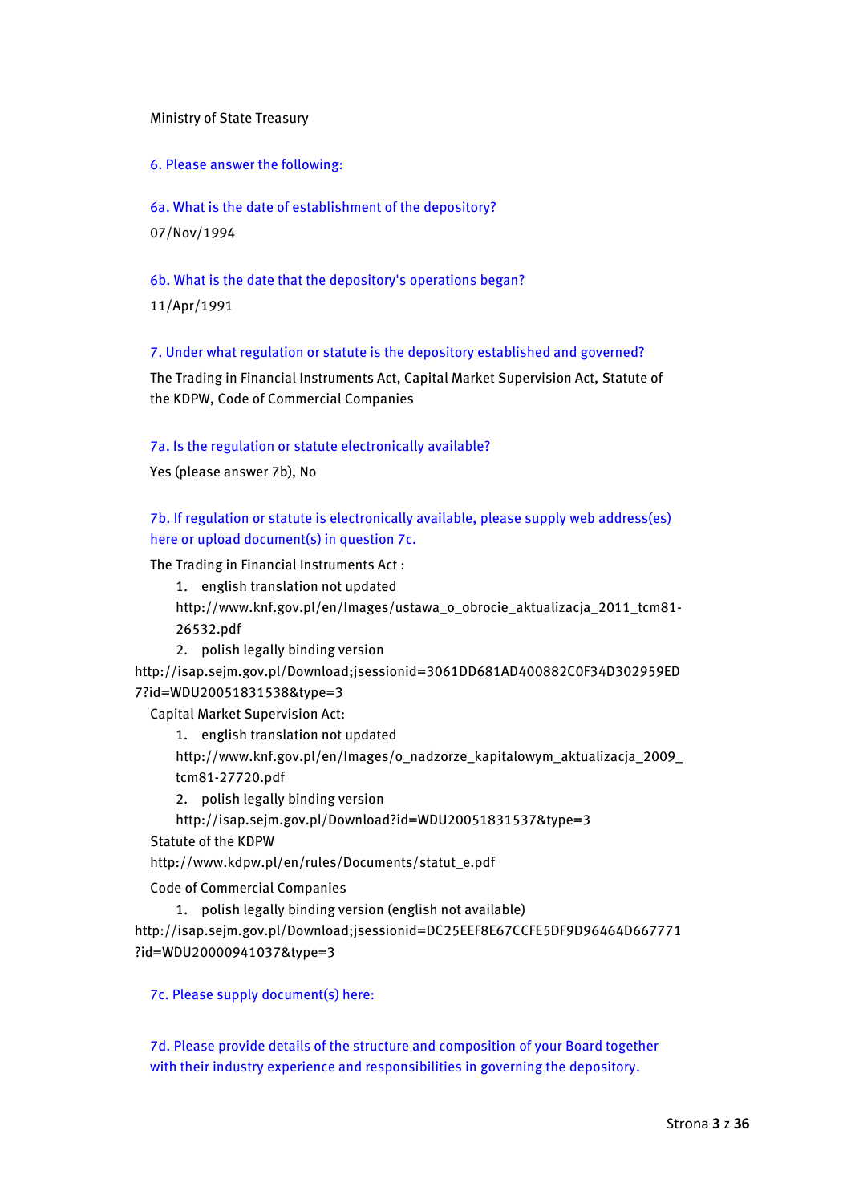Ministry of State Treasury

6. Please answer the following:

6a. What is the date of establishment of the depository?

07/Nov/1994

6b. What is the date that the depository's operations began?

11/Apr/1991

7. Under what regulation or statute is the depository established and governed?

The Trading in Financial Instruments Act, Capital Market Supervision Act, Statute of the KDPW, Code of Commercial Companies

7a. Is the regulation or statute electronically available?

Yes (please answer 7b), No

7b. If regulation or statute is electronically available, please supply web address(es) here or upload document(s) in question 7c.

The Trading in Financial Instruments Act :

1. english translation not updated
   http://www.knf.gov.pl/en/Images/ustawa_o_obrocie_aktualizacja_2011_tcm81-26532.pdf
2. polish legally binding version

http://isap.sejm.gov.pl/Download;jsessionid=3061DD681AD400882C0F34D302959ED7?id=WDU20051831538&type=3

Capital Market Supervision Act:

1. english translation not updated
   http://www.knf.gov.pl/en/Images/o_nadzorze_kapitalowym_aktualizacja_2009_tcm81-27720.pdf
2. polish legally binding version
   http://isap.sejm.gov.pl/Download?id=WDU20051831537&type=3

Statute of the KDPW

http://www.kdpw.pl/en/rules/Documents/statut_e.pdf

Code of Commercial Companies

1. polish legally binding version (english not available)

http://isap.sejm.gov.pl/Download;jsessionid=DC25EEF8E67CCFE5DF9D96464D667771?id=WDU20000941037&type=3

7c. Please supply document(s) here:

7d. Please provide details of the structure and composition of your Board together with their industry experience and responsibilities in governing the depository.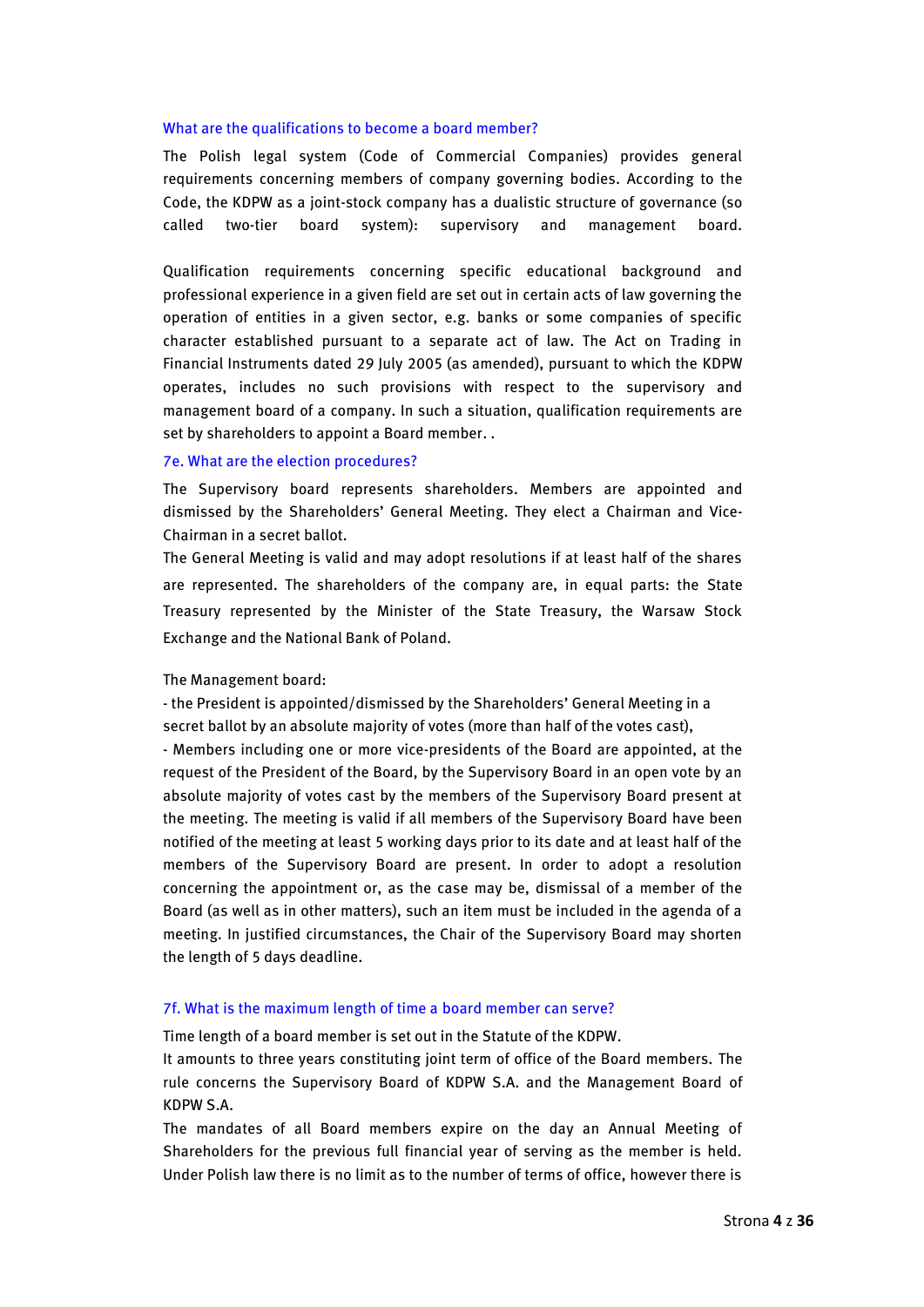### What are the qualifications to become a board member?

The Polish legal system (Code of Commercial Companies) provides general requirements concerning members of company governing bodies. According to the Code, the KDPW as a joint-stock company has a dualistic structure of governance (so called two-tier board system): supervisory and management board.

Qualification requirements concerning specific educational background and professional experience in a given field are set out in certain acts of law governing the operation of entities in a given sector, e.g. banks or some companies of specific character established pursuant to a separate act of law. The Act on Trading in Financial Instruments dated 29 July 2005 (as amended), pursuant to which the KDPW operates, includes no such provisions with respect to the supervisory and management board of a company. In such a situation, qualification requirements are set by shareholders to appoint a Board member. .

### 7e. What are the election procedures?

The Supervisory board represents shareholders. Members are appointed and dismissed by the Shareholders' General Meeting. They elect a Chairman and Vice-Chairman in a secret ballot.

The General Meeting is valid and may adopt resolutions if at least half of the shares are represented. The shareholders of the company are, in equal parts: the State Treasury represented by the Minister of the State Treasury, the Warsaw Stock Exchange and the National Bank of Poland.

The Management board:

- the President is appointed/dismissed by the Shareholders' General Meeting in a secret ballot by an absolute majority of votes (more than half of the votes cast),
- Members including one or more vice-presidents of the Board are appointed, at the request of the President of the Board, by the Supervisory Board in an open vote by an absolute majority of votes cast by the members of the Supervisory Board present at the meeting. The meeting is valid if all members of the Supervisory Board have been notified of the meeting at least 5 working days prior to its date and at least half of the members of the Supervisory Board are present. In order to adopt a resolution concerning the appointment or, as the case may be, dismissal of a member of the Board (as well as in other matters), such an item must be included in the agenda of a meeting. In justified circumstances, the Chair of the Supervisory Board may shorten the length of 5 days deadline.

### 7f. What is the maximum length of time a board member can serve?

Time length of a board member is set out in the Statute of the KDPW.

It amounts to three years constituting joint term of office of the Board members. The rule concerns the Supervisory Board of KDPW S.A. and the Management Board of KDPW S.A.

The mandates of all Board members expire on the day an Annual Meeting of Shareholders for the previous full financial year of serving as the member is held. Under Polish law there is no limit as to the number of terms of office, however there is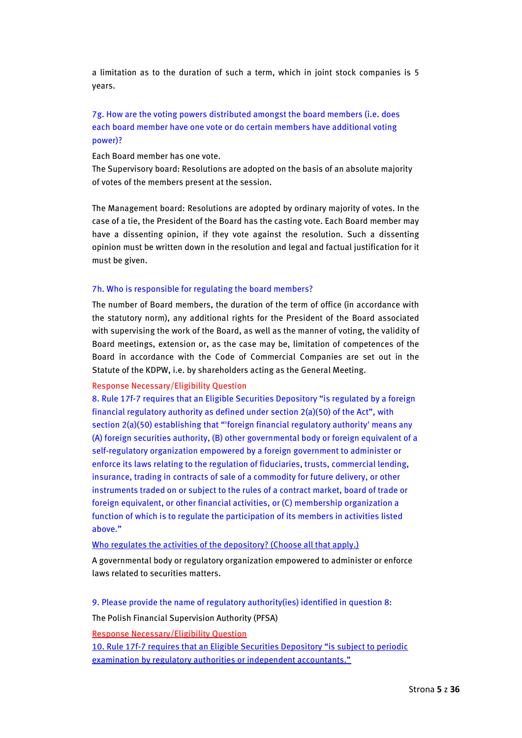a limitation as to the duration of such a term, which in joint stock companies is 5 years.

7g. How are the voting powers distributed amongst the board members (i.e. does each board member have one vote or do certain members have additional voting power)?

Each Board member has one vote.
The Supervisory board: Resolutions are adopted on the basis of an absolute majority of votes of the members present at the session.

The Management board: Resolutions are adopted by ordinary majority of votes. In the case of a tie, the President of the Board has the casting vote. Each Board member may have a dissenting opinion, if they vote against the resolution. Such a dissenting opinion must be written down in the resolution and legal and factual justification for it must be given.

7h. Who is responsible for regulating the board members?

The number of Board members, the duration of the term of office (in accordance with the statutory norm), any additional rights for the President of the Board associated with supervising the work of the Board, as well as the manner of voting, the validity of Board meetings, extension or, as the case may be, limitation of competences of the Board in accordance with the Code of Commercial Companies are set out in the Statute of the KDPW, i.e. by shareholders acting as the General Meeting.

Response Necessary/Eligibility Question
8. Rule 17f-7 requires that an Eligible Securities Depository "is regulated by a foreign financial regulatory authority as defined under section 2(a)(50) of the Act", with section 2(a)(50) establishing that "'foreign financial regulatory authority' means any (A) foreign securities authority, (B) other governmental body or foreign equivalent of a self-regulatory organization empowered by a foreign government to administer or enforce its laws relating to the regulation of fiduciaries, trusts, commercial lending, insurance, trading in contracts of sale of a commodity for future delivery, or other instruments traded on or subject to the rules of a contract market, board of trade or foreign equivalent, or other financial activities, or (C) membership organization a function of which is to regulate the participation of its members in activities listed above."

Who regulates the activities of the depository? (Choose all that apply.)

A governmental body or regulatory organization empowered to administer or enforce laws related to securities matters.

9. Please provide the name of regulatory authority(ies) identified in question 8:

The Polish Financial Supervision Authority (PFSA)

Response Necessary/Eligibility Question
10. Rule 17f-7 requires that an Eligible Securities Depository "is subject to periodic examination by regulatory authorities or independent accountants."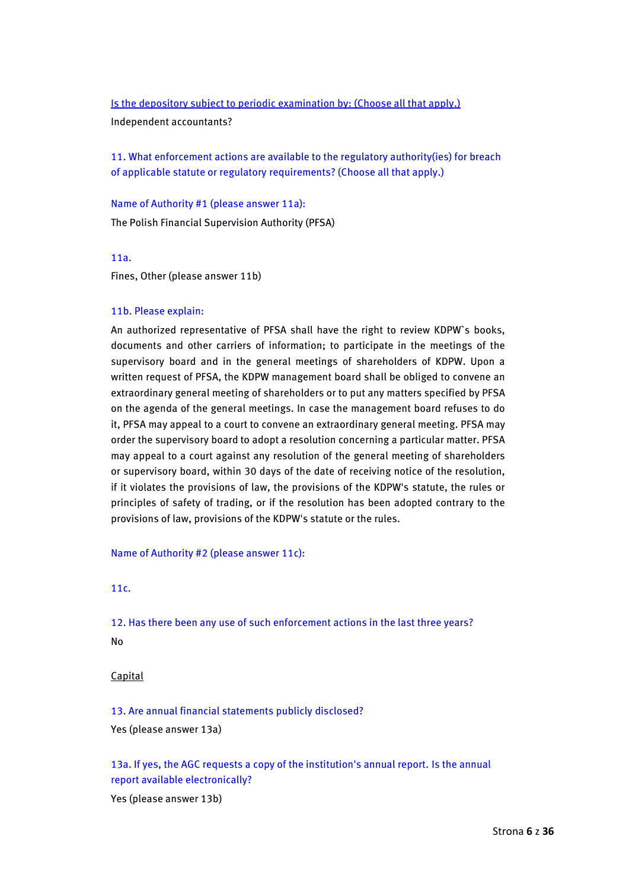Is the depository subject to periodic examination by: (Choose all that apply.)

Independent accountants?

11. What enforcement actions are available to the regulatory authority(ies) for breach of applicable statute or regulatory requirements? (Choose all that apply.)

Name of Authority #1 (please answer 11a):

The Polish Financial Supervision Authority (PFSA)

11a.

Fines, Other (please answer 11b)

11b. Please explain:

An authorized representative of PFSA shall have the right to review KDPW`s books, documents and other carriers of information; to participate in the meetings of the supervisory board and in the general meetings of shareholders of KDPW. Upon a written request of PFSA, the KDPW management board shall be obliged to convene an extraordinary general meeting of shareholders or to put any matters specified by PFSA on the agenda of the general meetings. In case the management board refuses to do it, PFSA may appeal to a court to convene an extraordinary general meeting. PFSA may order the supervisory board to adopt a resolution concerning a particular matter. PFSA may appeal to a court against any resolution of the general meeting of shareholders or supervisory board, within 30 days of the date of receiving notice of the resolution, if it violates the provisions of law, the provisions of the KDPW's statute, the rules or principles of safety of trading, or if the resolution has been adopted contrary to the provisions of law, provisions of the KDPW's statute or the rules.

Name of Authority #2 (please answer 11c):

11c.

12. Has there been any use of such enforcement actions in the last three years?

No

Capital

13. Are annual financial statements publicly disclosed?

Yes (please answer 13a)

13a. If yes, the AGC requests a copy of the institution's annual report. Is the annual report available electronically?

Yes (please answer 13b)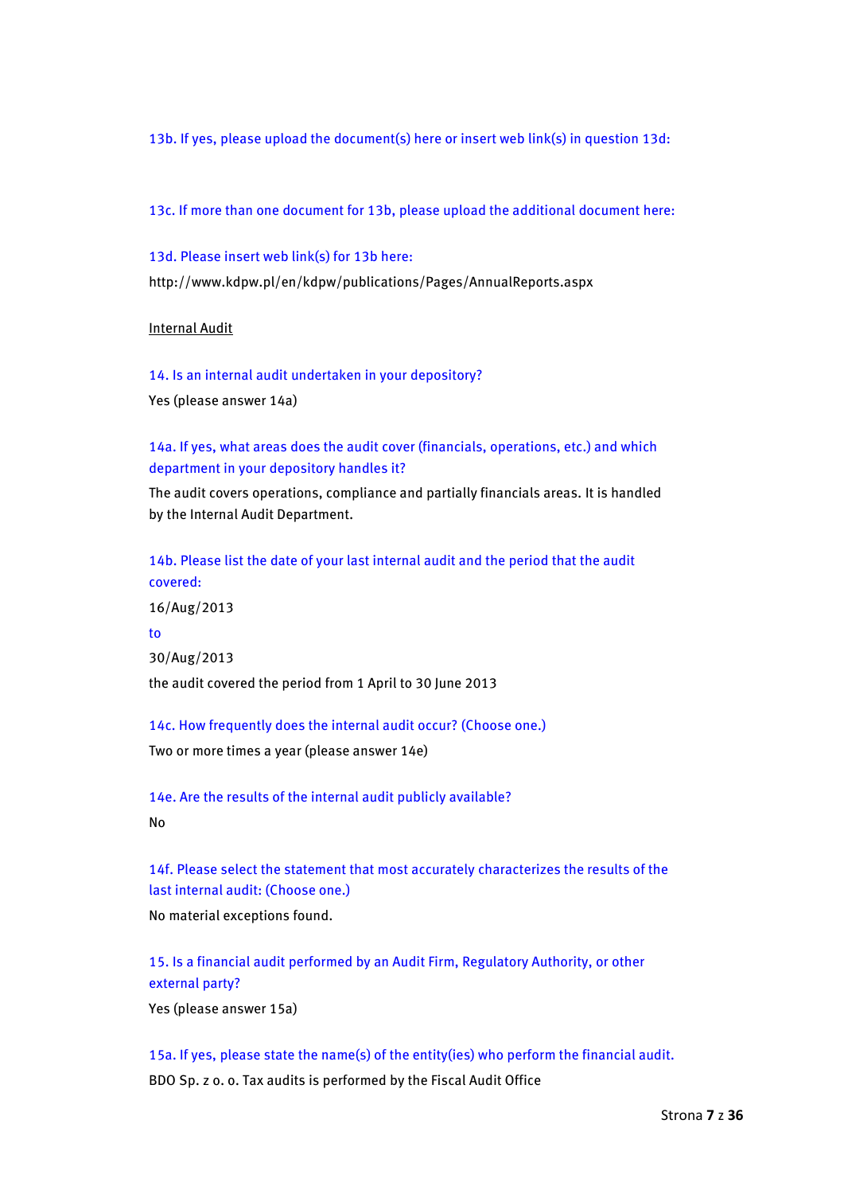13b. If yes, please upload the document(s) here or insert web link(s) in question 13d:

13c. If more than one document for 13b, please upload the additional document here:

13d. Please insert web link(s) for 13b here:

http://www.kdpw.pl/en/kdpw/publications/Pages/AnnualReports.aspx

<u>Internal Audit</u>

14. Is an internal audit undertaken in your depository?

Yes (please answer 14a)

14a. If yes, what areas does the audit cover (financials, operations, etc.) and which department in your depository handles it?

The audit covers operations, compliance and partially financials areas. It is handled by the Internal Audit Department.

14b. Please list the date of your last internal audit and the period that the audit covered:

16/Aug/2013

to

30/Aug/2013

the audit covered the period from 1 April to 30 June 2013

14c. How frequently does the internal audit occur? (Choose one.)

Two or more times a year (please answer 14e)

14e. Are the results of the internal audit publicly available?

No

14f. Please select the statement that most accurately characterizes the results of the last internal audit: (Choose one.)

No material exceptions found.

15. Is a financial audit performed by an Audit Firm, Regulatory Authority, or other external party?

Yes (please answer 15a)

15a. If yes, please state the name(s) of the entity(ies) who perform the financial audit.

BDO Sp. z o. o. Tax audits is performed by the Fiscal Audit Office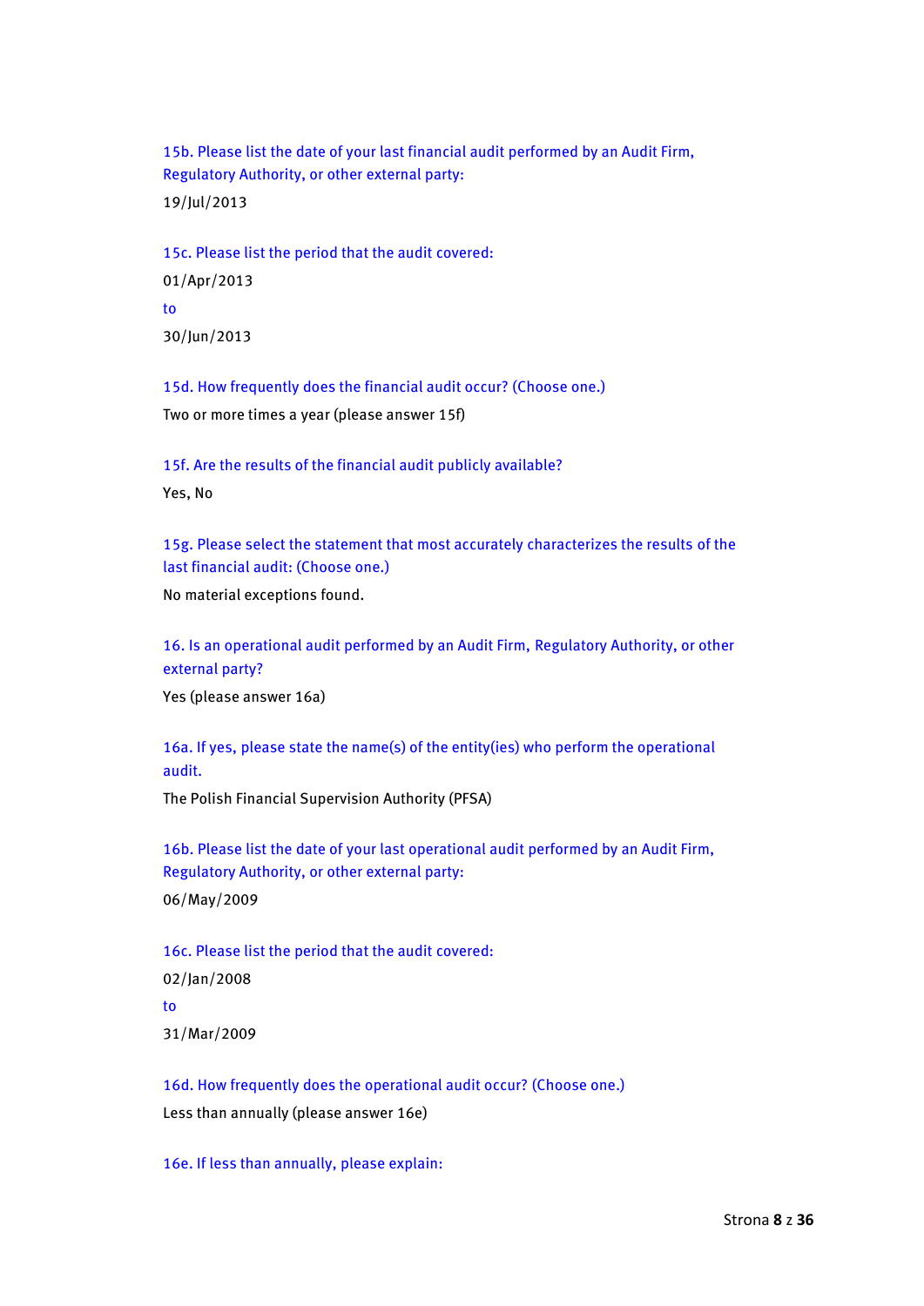15b. Please list the date of your last financial audit performed by an Audit Firm, Regulatory Authority, or other external party:

19/Jul/2013

15c. Please list the period that the audit covered:

01/Apr/2013

to

30/Jun/2013

15d. How frequently does the financial audit occur? (Choose one.)

Two or more times a year (please answer 15f)

15f. Are the results of the financial audit publicly available?

Yes, No

15g. Please select the statement that most accurately characterizes the results of the last financial audit: (Choose one.)

No material exceptions found.

16. Is an operational audit performed by an Audit Firm, Regulatory Authority, or other external party?

Yes (please answer 16a)

16a. If yes, please state the name(s) of the entity(ies) who perform the operational audit.

The Polish Financial Supervision Authority (PFSA)

16b. Please list the date of your last operational audit performed by an Audit Firm, Regulatory Authority, or other external party:

06/May/2009

16c. Please list the period that the audit covered:

02/Jan/2008

to

31/Mar/2009

16d. How frequently does the operational audit occur? (Choose one.)

Less than annually (please answer 16e)

16e. If less than annually, please explain: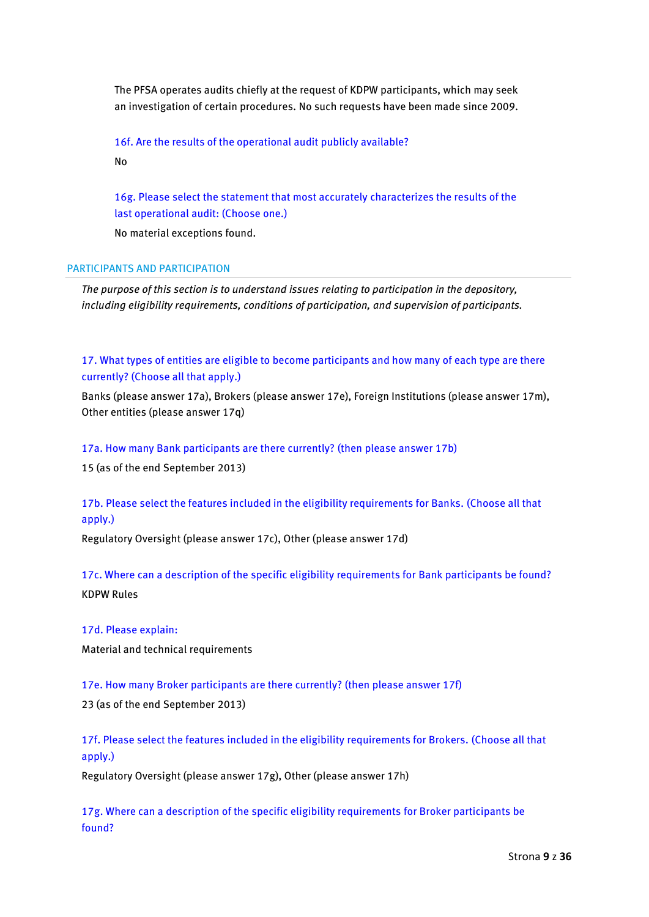The PFSA operates audits chiefly at the request of KDPW participants, which may seek an investigation of certain procedures. No such requests have been made since 2009.

16f. Are the results of the operational audit publicly available?

No

16g. Please select the statement that most accurately characterizes the results of the last operational audit: (Choose one.)

No material exceptions found.

## PARTICIPANTS AND PARTICIPATION

*The purpose of this section is to understand issues relating to participation in the depository, including eligibility requirements, conditions of participation, and supervision of participants.*

17. What types of entities are eligible to become participants and how many of each type are there currently? (Choose all that apply.)

Banks (please answer 17a), Brokers (please answer 17e), Foreign Institutions (please answer 17m), Other entities (please answer 17q)

17a. How many Bank participants are there currently? (then please answer 17b)

15 (as of the end September 2013)

17b. Please select the features included in the eligibility requirements for Banks. (Choose all that apply.)

Regulatory Oversight (please answer 17c), Other (please answer 17d)

17c. Where can a description of the specific eligibility requirements for Bank participants be found?

KDPW Rules

17d. Please explain:

Material and technical requirements

17e. How many Broker participants are there currently? (then please answer 17f)

23 (as of the end September 2013)

17f. Please select the features included in the eligibility requirements for Brokers. (Choose all that apply.)

Regulatory Oversight (please answer 17g), Other (please answer 17h)

17g. Where can a description of the specific eligibility requirements for Broker participants be found?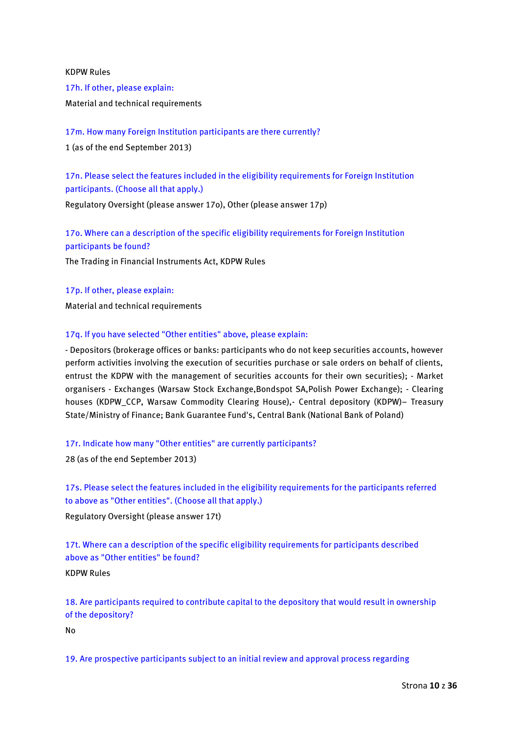KDPW Rules

17h. If other, please explain:

Material and technical requirements

17m. How many Foreign Institution participants are there currently?

1 (as of the end September 2013)

17n. Please select the features included in the eligibility requirements for Foreign Institution participants. (Choose all that apply.)

Regulatory Oversight (please answer 17o), Other (please answer 17p)

17o. Where can a description of the specific eligibility requirements for Foreign Institution participants be found?

The Trading in Financial Instruments Act, KDPW Rules

17p. If other, please explain:

Material and technical requirements

17q. If you have selected "Other entities" above, please explain:

- Depositors (brokerage offices or banks: participants who do not keep securities accounts, however perform activities involving the execution of securities purchase or sale orders on behalf of clients, entrust the KDPW with the management of securities accounts for their own securities); - Market organisers - Exchanges (Warsaw Stock Exchange,Bondspot SA,Polish Power Exchange); - Clearing houses (KDPW_CCP, Warsaw Commodity Clearing House),- Central depository (KDPW)– Treasury State/Ministry of Finance; Bank Guarantee Fund's, Central Bank (National Bank of Poland)

17r. Indicate how many "Other entities" are currently participants?

28 (as of the end September 2013)

17s. Please select the features included in the eligibility requirements for the participants referred to above as "Other entities". (Choose all that apply.)

Regulatory Oversight (please answer 17t)

17t. Where can a description of the specific eligibility requirements for participants described above as "Other entities" be found?

KDPW Rules

18. Are participants required to contribute capital to the depository that would result in ownership of the depository?

No

19. Are prospective participants subject to an initial review and approval process regarding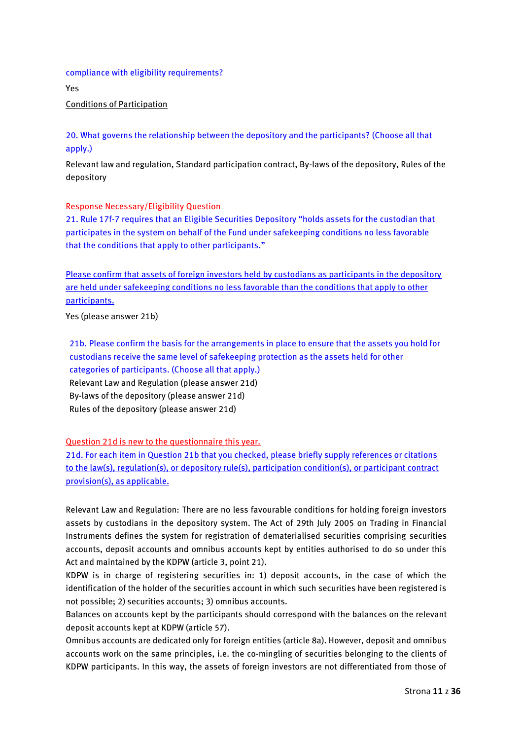compliance with eligibility requirements?

Yes

Conditions of Participation

20. What governs the relationship between the depository and the participants? (Choose all that apply.)

Relevant law and regulation, Standard participation contract, By-laws of the depository, Rules of the depository

Response Necessary/Eligibility Question

21. Rule 17f-7 requires that an Eligible Securities Depository "holds assets for the custodian that participates in the system on behalf of the Fund under safekeeping conditions no less favorable that the conditions that apply to other participants."

Please confirm that assets of foreign investors held by custodians as participants in the depository are held under safekeeping conditions no less favorable than the conditions that apply to other participants.

Yes (please answer 21b)

21b. Please confirm the basis for the arrangements in place to ensure that the assets you hold for custodians receive the same level of safekeeping protection as the assets held for other categories of participants. (Choose all that apply.)

Relevant Law and Regulation (please answer 21d)

By-laws of the depository (please answer 21d)

Rules of the depository (please answer 21d)

Question 21d is new to the questionnaire this year.

21d. For each item in Question 21b that you checked, please briefly supply references or citations to the law(s), regulation(s), or depository rule(s), participation condition(s), or participant contract provision(s), as applicable.

Relevant Law and Regulation: There are no less favourable conditions for holding foreign investors assets by custodians in the depository system. The Act of 29th July 2005 on Trading in Financial Instruments defines the system for registration of dematerialised securities comprising securities accounts, deposit accounts and omnibus accounts kept by entities authorised to do so under this Act and maintained by the KDPW (article 3, point 21).

KDPW is in charge of registering securities in: 1) deposit accounts, in the case of which the identification of the holder of the securities account in which such securities have been registered is not possible; 2) securities accounts; 3) omnibus accounts.

Balances on accounts kept by the participants should correspond with the balances on the relevant deposit accounts kept at KDPW (article 57).

Omnibus accounts are dedicated only for foreign entities (article 8a). However, deposit and omnibus accounts work on the same principles, i.e. the co-mingling of securities belonging to the clients of KDPW participants. In this way, the assets of foreign investors are not differentiated from those of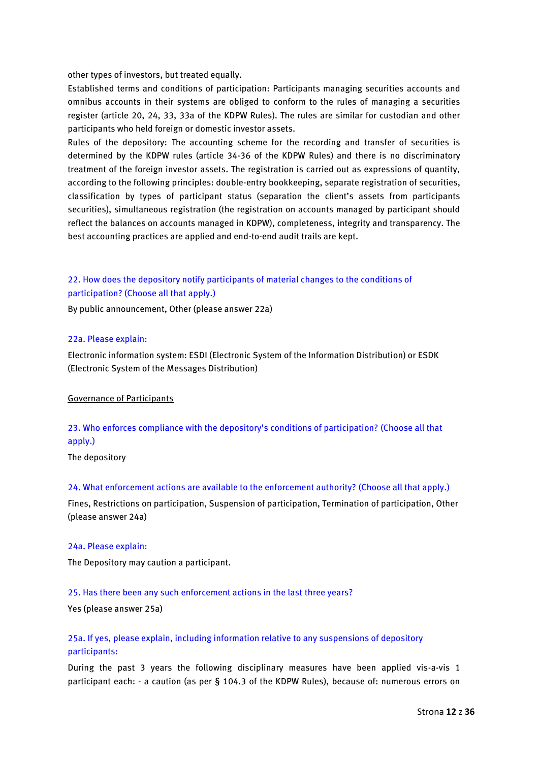other types of investors, but treated equally.

Established terms and conditions of participation: Participants managing securities accounts and omnibus accounts in their systems are obliged to conform to the rules of managing a securities register (article 20, 24, 33, 33a of the KDPW Rules). The rules are similar for custodian and other participants who held foreign or domestic investor assets.

Rules of the depository: The accounting scheme for the recording and transfer of securities is determined by the KDPW rules (article 34-36 of the KDPW Rules) and there is no discriminatory treatment of the foreign investor assets. The registration is carried out as expressions of quantity, according to the following principles: double-entry bookkeeping, separate registration of securities, classification by types of participant status (separation the client's assets from participants securities), simultaneous registration (the registration on accounts managed by participant should reflect the balances on accounts managed in KDPW), completeness, integrity and transparency. The best accounting practices are applied and end-to-end audit trails are kept.

### 22. How does the depository notify participants of material changes to the conditions of participation? (Choose all that apply.)

By public announcement, Other (please answer 22a)

### 22a. Please explain:

Electronic information system: ESDI (Electronic System of the Information Distribution) or ESDK (Electronic System of the Messages Distribution)

<u>Governance of Participants</u>

### 23. Who enforces compliance with the depository's conditions of participation? (Choose all that apply.)

The depository

### 24. What enforcement actions are available to the enforcement authority? (Choose all that apply.)

Fines, Restrictions on participation, Suspension of participation, Termination of participation, Other (please answer 24a)

### 24a. Please explain:

The Depository may caution a participant.

### 25. Has there been any such enforcement actions in the last three years?

Yes (please answer 25a)

### 25a. If yes, please explain, including information relative to any suspensions of depository participants:

During the past 3 years the following disciplinary measures have been applied vis-a-vis 1 participant each: - a caution (as per § 104.3 of the KDPW Rules), because of: numerous errors on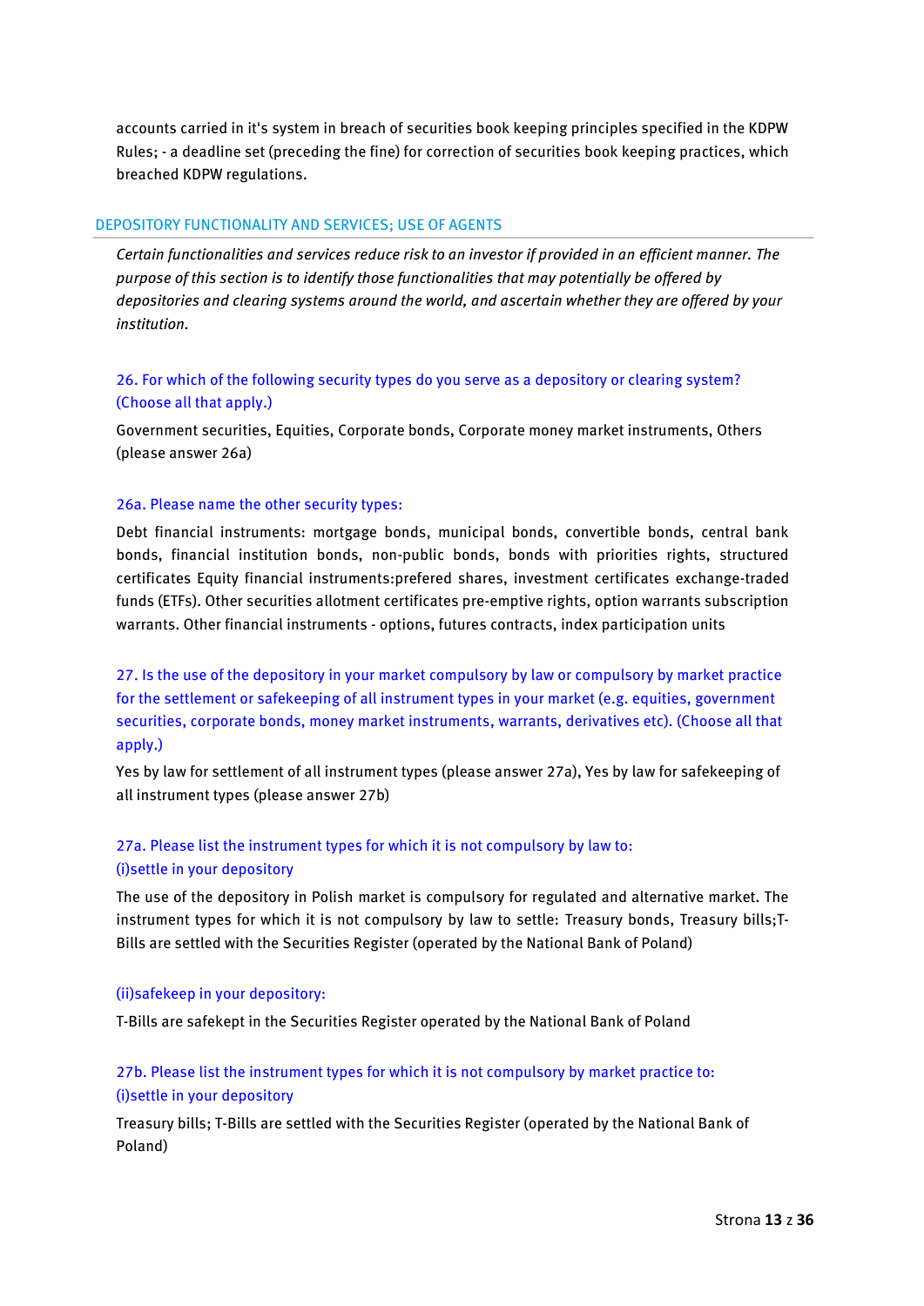accounts carried in it's system in breach of securities book keeping principles specified in the KDPW Rules; - a deadline set (preceding the fine) for correction of securities book keeping practices, which breached KDPW regulations.

## DEPOSITORY FUNCTIONALITY AND SERVICES; USE OF AGENTS

*Certain functionalities and services reduce risk to an investor if provided in an efficient manner. The purpose of this section is to identify those functionalities that may potentially be offered by depositories and clearing systems around the world, and ascertain whether they are offered by your institution.*

### 26. For which of the following security types do you serve as a depository or clearing system? (Choose all that apply.)

Government securities, Equities, Corporate bonds, Corporate money market instruments, Others (please answer 26a)

### 26a. Please name the other security types:

Debt financial instruments: mortgage bonds, municipal bonds, convertible bonds, central bank bonds, financial institution bonds, non-public bonds, bonds with priorities rights, structured certificates Equity financial instruments:prefered shares, investment certificates exchange-traded funds (ETFs). Other securities allotment certificates pre-emptive rights, option warrants subscription warrants. Other financial instruments - options, futures contracts, index participation units

### 27. Is the use of the depository in your market compulsory by law or compulsory by market practice for the settlement or safekeeping of all instrument types in your market (e.g. equities, government securities, corporate bonds, money market instruments, warrants, derivatives etc). (Choose all that apply.)

Yes by law for settlement of all instrument types (please answer 27a), Yes by law for safekeeping of all instrument types (please answer 27b)

### 27a. Please list the instrument types for which it is not compulsory by law to: (i)settle in your depository

The use of the depository in Polish market is compulsory for regulated and alternative market. The instrument types for which it is not compulsory by law to settle: Treasury bonds, Treasury bills;T-Bills are settled with the Securities Register (operated by the National Bank of Poland)

### (ii)safekeep in your depository:

T-Bills are safekept in the Securities Register operated by the National Bank of Poland

### 27b. Please list the instrument types for which it is not compulsory by market practice to: (i)settle in your depository

Treasury bills; T-Bills are settled with the Securities Register (operated by the National Bank of Poland)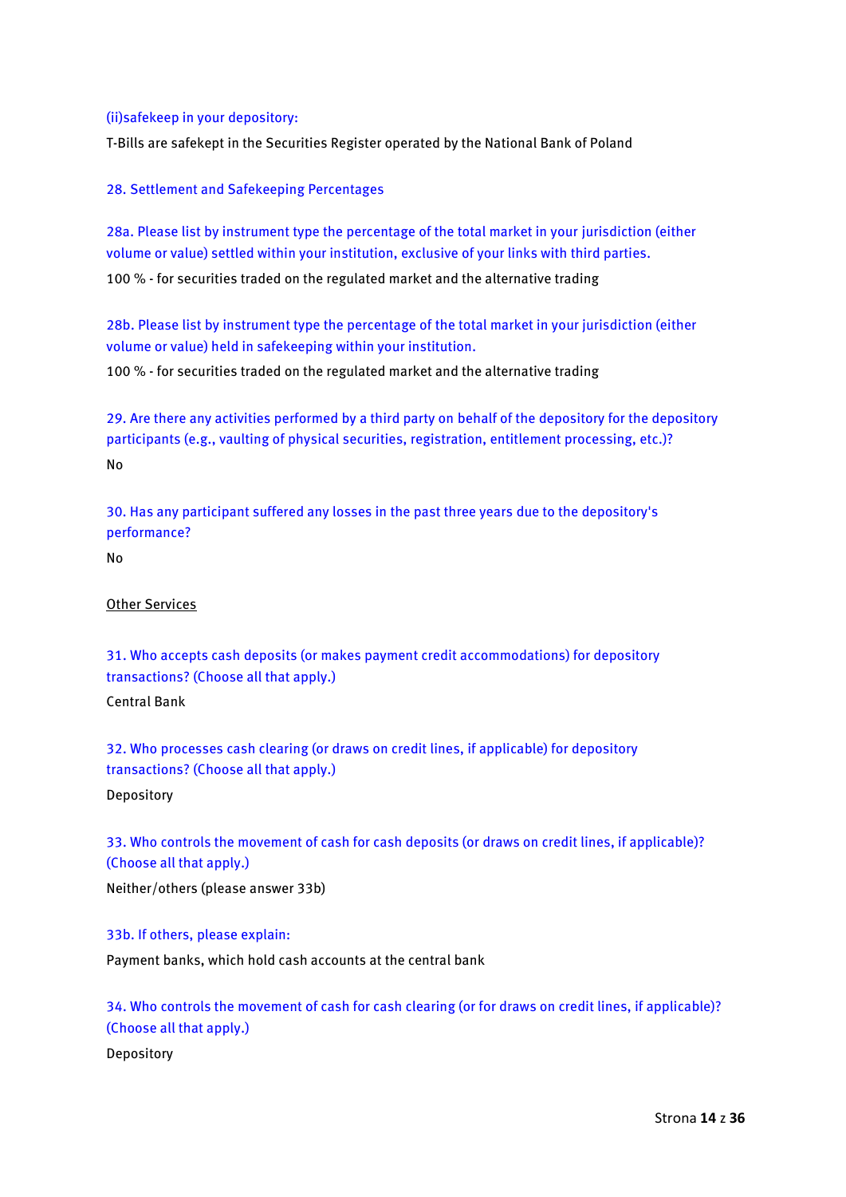(ii)safekeep in your depository:

T-Bills are safekept in the Securities Register operated by the National Bank of Poland

28. Settlement and Safekeeping Percentages

28a. Please list by instrument type the percentage of the total market in your jurisdiction (either volume or value) settled within your institution, exclusive of your links with third parties.

100 % - for securities traded on the regulated market and the alternative trading

28b. Please list by instrument type the percentage of the total market in your jurisdiction (either volume or value) held in safekeeping within your institution.

100 % - for securities traded on the regulated market and the alternative trading

29. Are there any activities performed by a third party on behalf of the depository for the depository participants (e.g., vaulting of physical securities, registration, entitlement processing, etc.)?

No

30. Has any participant suffered any losses in the past three years due to the depository's performance?

No

<u>Other Services</u>

31. Who accepts cash deposits (or makes payment credit accommodations) for depository transactions? (Choose all that apply.)

Central Bank

32. Who processes cash clearing (or draws on credit lines, if applicable) for depository transactions? (Choose all that apply.)

Depository

33. Who controls the movement of cash for cash deposits (or draws on credit lines, if applicable)? (Choose all that apply.)

Neither/others (please answer 33b)

33b. If others, please explain:

Payment banks, which hold cash accounts at the central bank

34. Who controls the movement of cash for cash clearing (or for draws on credit lines, if applicable)? (Choose all that apply.)

Depository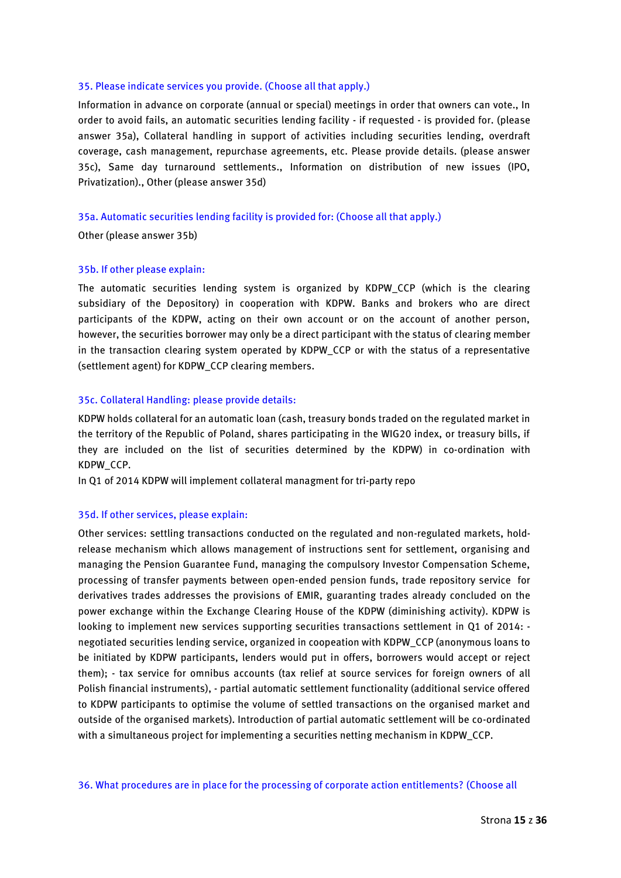35. Please indicate services you provide. (Choose all that apply.)

Information in advance on corporate (annual or special) meetings in order that owners can vote., In order to avoid fails, an automatic securities lending facility - if requested - is provided for. (please answer 35a), Collateral handling in support of activities including securities lending, overdraft coverage, cash management, repurchase agreements, etc. Please provide details. (please answer 35c), Same day turnaround settlements., Information on distribution of new issues (IPO, Privatization)., Other (please answer 35d)

35a. Automatic securities lending facility is provided for: (Choose all that apply.)

Other (please answer 35b)

35b. If other please explain:

The automatic securities lending system is organized by KDPW_CCP (which is the clearing subsidiary of the Depository) in cooperation with KDPW. Banks and brokers who are direct participants of the KDPW, acting on their own account or on the account of another person, however, the securities borrower may only be a direct participant with the status of clearing member in the transaction clearing system operated by KDPW_CCP or with the status of a representative (settlement agent) for KDPW_CCP clearing members.

35c. Collateral Handling: please provide details:

KDPW holds collateral for an automatic loan (cash, treasury bonds traded on the regulated market in the territory of the Republic of Poland, shares participating in the WIG20 index, or treasury bills, if they are included on the list of securities determined by the KDPW) in co-ordination with KDPW_CCP.
In Q1 of 2014 KDPW will implement collateral managment for tri-party repo

35d. If other services, please explain:

Other services: settling transactions conducted on the regulated and non-regulated markets, hold-release mechanism which allows management of instructions sent for settlement, organising and managing the Pension Guarantee Fund, managing the compulsory Investor Compensation Scheme, processing of transfer payments between open-ended pension funds, trade repository service for derivatives trades addresses the provisions of EMIR, guaranting trades already concluded on the power exchange within the Exchange Clearing House of the KDPW (diminishing activity). KDPW is looking to implement new services supporting securities transactions settlement in Q1 of 2014: - negotiated securities lending service, organized in coopeation with KDPW_CCP (anonymous loans to be initiated by KDPW participants, lenders would put in offers, borrowers would accept or reject them); - tax service for omnibus accounts (tax relief at source services for foreign owners of all Polish financial instruments), - partial automatic settlement functionality (additional service offered to KDPW participants to optimise the volume of settled transactions on the organised market and outside of the organised markets). Introduction of partial automatic settlement will be co-ordinated with a simultaneous project for implementing a securities netting mechanism in KDPW_CCP.

36. What procedures are in place for the processing of corporate action entitlements? (Choose all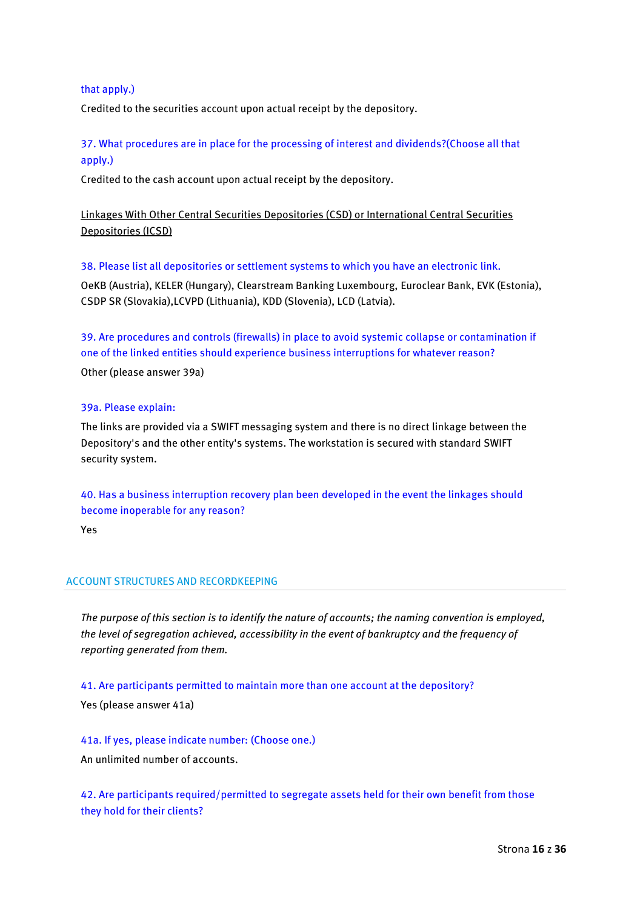that apply.)

Credited to the securities account upon actual receipt by the depository.

37. What procedures are in place for the processing of interest and dividends?(Choose all that apply.)

Credited to the cash account upon actual receipt by the depository.

Linkages With Other Central Securities Depositories (CSD) or International Central Securities Depositories (ICSD)

38. Please list all depositories or settlement systems to which you have an electronic link.

OeKB (Austria), KELER (Hungary), Clearstream Banking Luxembourg, Euroclear Bank, EVK (Estonia), CSDP SR (Slovakia),LCVPD (Lithuania), KDD (Slovenia), LCD (Latvia).

39. Are procedures and controls (firewalls) in place to avoid systemic collapse or contamination if one of the linked entities should experience business interruptions for whatever reason?

Other (please answer 39a)

39a. Please explain:

The links are provided via a SWIFT messaging system and there is no direct linkage between the Depository's and the other entity's systems. The workstation is secured with standard SWIFT security system.

40. Has a business interruption recovery plan been developed in the event the linkages should become inoperable for any reason?

Yes

## ACCOUNT STRUCTURES AND RECORDKEEPING

*The purpose of this section is to identify the nature of accounts; the naming convention is employed, the level of segregation achieved, accessibility in the event of bankruptcy and the frequency of reporting generated from them.*

41. Are participants permitted to maintain more than one account at the depository?

Yes (please answer 41a)

41a. If yes, please indicate number: (Choose one.)

An unlimited number of accounts.

42. Are participants required/permitted to segregate assets held for their own benefit from those they hold for their clients?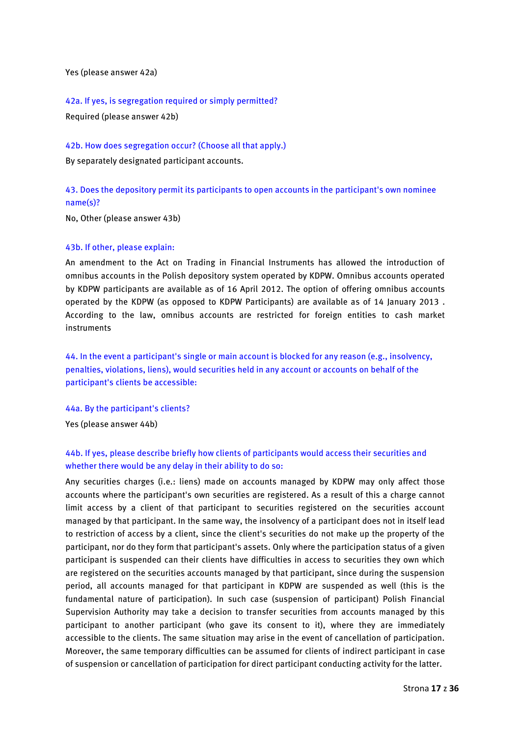Yes (please answer 42a)

### 42a. If yes, is segregation required or simply permitted?

Required (please answer 42b)

### 42b. How does segregation occur? (Choose all that apply.)

By separately designated participant accounts.

### 43. Does the depository permit its participants to open accounts in the participant's own nominee name(s)?

No, Other (please answer 43b)

### 43b. If other, please explain:

An amendment to the Act on Trading in Financial Instruments has allowed the introduction of omnibus accounts in the Polish depository system operated by KDPW. Omnibus accounts operated by KDPW participants are available as of 16 April 2012. The option of offering omnibus accounts operated by the KDPW (as opposed to KDPW Participants) are available as of 14 January 2013 . According to the law, omnibus accounts are restricted for foreign entities to cash market instruments

### 44. In the event a participant's single or main account is blocked for any reason (e.g., insolvency, penalties, violations, liens), would securities held in any account or accounts on behalf of the participant's clients be accessible:

### 44a. By the participant's clients?

Yes (please answer 44b)

### 44b. If yes, please describe briefly how clients of participants would access their securities and whether there would be any delay in their ability to do so:

Any securities charges (i.e.: liens) made on accounts managed by KDPW may only affect those accounts where the participant's own securities are registered. As a result of this a charge cannot limit access by a client of that participant to securities registered on the securities account managed by that participant. In the same way, the insolvency of a participant does not in itself lead to restriction of access by a client, since the client's securities do not make up the property of the participant, nor do they form that participant's assets. Only where the participation status of a given participant is suspended can their clients have difficulties in access to securities they own which are registered on the securities accounts managed by that participant, since during the suspension period, all accounts managed for that participant in KDPW are suspended as well (this is the fundamental nature of participation). In such case (suspension of participant) Polish Financial Supervision Authority may take a decision to transfer securities from accounts managed by this participant to another participant (who gave its consent to it), where they are immediately accessible to the clients. The same situation may arise in the event of cancellation of participation. Moreover, the same temporary difficulties can be assumed for clients of indirect participant in case of suspension or cancellation of participation for direct participant conducting activity for the latter.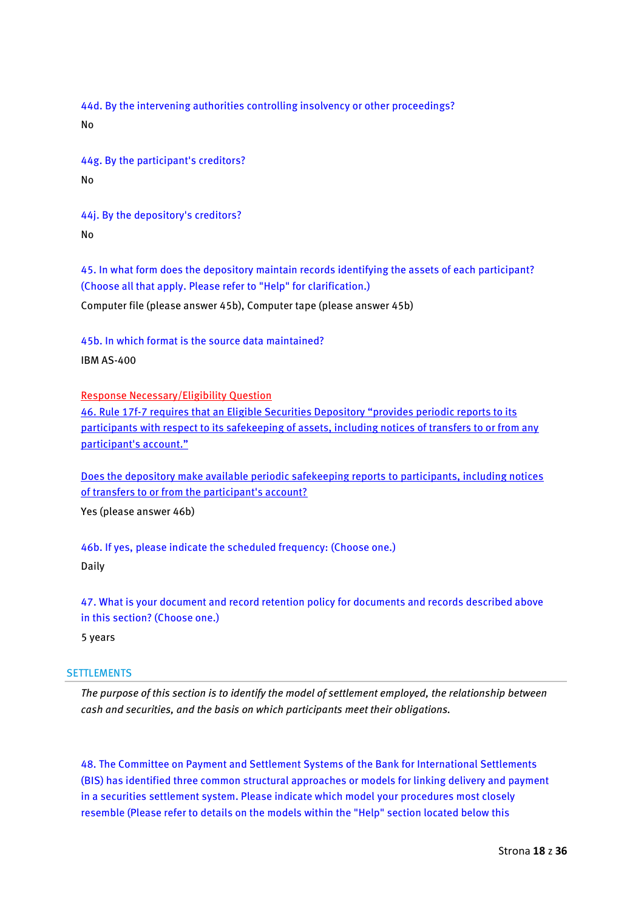44d. By the intervening authorities controlling insolvency or other proceedings?

No

44g. By the participant's creditors?

No

44j. By the depository's creditors?

No

45. In what form does the depository maintain records identifying the assets of each participant? (Choose all that apply. Please refer to "Help" for clarification.)

Computer file (please answer 45b), Computer tape (please answer 45b)

45b. In which format is the source data maintained?

IBM AS-400

Response Necessary/Eligibility Question

46. Rule 17f-7 requires that an Eligible Securities Depository "provides periodic reports to its participants with respect to its safekeeping of assets, including notices of transfers to or from any participant's account."

Does the depository make available periodic safekeeping reports to participants, including notices of transfers to or from the participant's account?

Yes (please answer 46b)

46b. If yes, please indicate the scheduled frequency: (Choose one.)

Daily

47. What is your document and record retention policy for documents and records described above in this section? (Choose one.)

5 years

## SETTLEMENTS

*The purpose of this section is to identify the model of settlement employed, the relationship between cash and securities, and the basis on which participants meet their obligations.*

48. The Committee on Payment and Settlement Systems of the Bank for International Settlements (BIS) has identified three common structural approaches or models for linking delivery and payment in a securities settlement system. Please indicate which model your procedures most closely resemble (Please refer to details on the models within the "Help" section located below this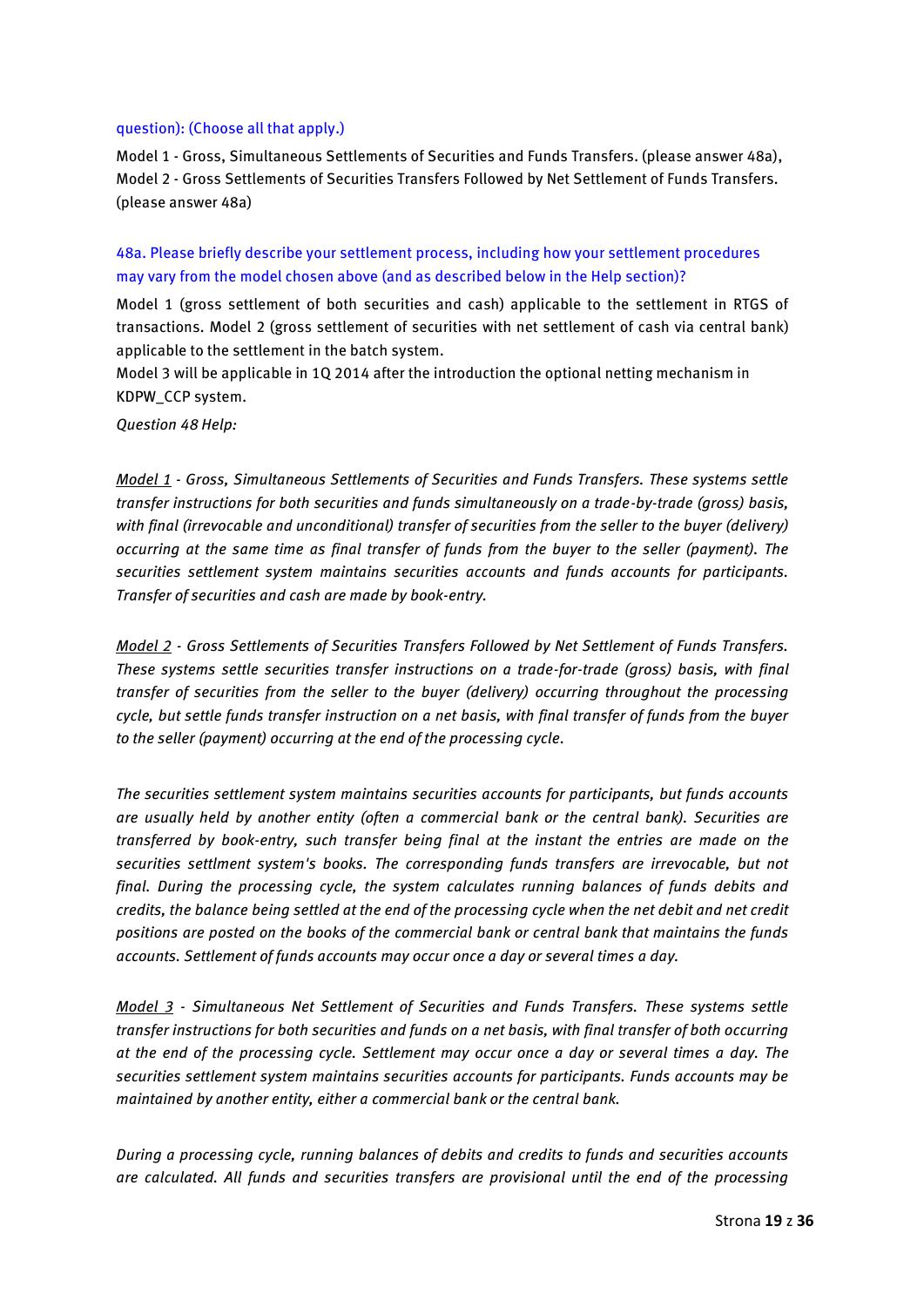question): (Choose all that apply.)

Model 1 - Gross, Simultaneous Settlements of Securities and Funds Transfers. (please answer 48a), Model 2 - Gross Settlements of Securities Transfers Followed by Net Settlement of Funds Transfers. (please answer 48a)

48a. Please briefly describe your settlement process, including how your settlement procedures may vary from the model chosen above (and as described below in the Help section)?

Model 1 (gross settlement of both securities and cash) applicable to the settlement in RTGS of transactions. Model 2 (gross settlement of securities with net settlement of cash via central bank) applicable to the settlement in the batch system.

Model 3 will be applicable in 1Q 2014 after the introduction the optional netting mechanism in KDPW_CCP system.

*Question 48 Help:*

*Model 1 - Gross, Simultaneous Settlements of Securities and Funds Transfers. These systems settle transfer instructions for both securities and funds simultaneously on a trade-by-trade (gross) basis, with final (irrevocable and unconditional) transfer of securities from the seller to the buyer (delivery) occurring at the same time as final transfer of funds from the buyer to the seller (payment). The securities settlement system maintains securities accounts and funds accounts for participants. Transfer of securities and cash are made by book-entry.*

*Model 2 - Gross Settlements of Securities Transfers Followed by Net Settlement of Funds Transfers. These systems settle securities transfer instructions on a trade-for-trade (gross) basis, with final transfer of securities from the seller to the buyer (delivery) occurring throughout the processing cycle, but settle funds transfer instruction on a net basis, with final transfer of funds from the buyer to the seller (payment) occurring at the end of the processing cycle.*

*The securities settlement system maintains securities accounts for participants, but funds accounts are usually held by another entity (often a commercial bank or the central bank). Securities are transferred by book-entry, such transfer being final at the instant the entries are made on the securities settlment system's books. The corresponding funds transfers are irrevocable, but not final. During the processing cycle, the system calculates running balances of funds debits and credits, the balance being settled at the end of the processing cycle when the net debit and net credit positions are posted on the books of the commercial bank or central bank that maintains the funds accounts. Settlement of funds accounts may occur once a day or several times a day.*

*Model 3 - Simultaneous Net Settlement of Securities and Funds Transfers. These systems settle transfer instructions for both securities and funds on a net basis, with final transfer of both occurring at the end of the processing cycle. Settlement may occur once a day or several times a day. The securities settlement system maintains securities accounts for participants. Funds accounts may be maintained by another entity, either a commercial bank or the central bank.*

*During a processing cycle, running balances of debits and credits to funds and securities accounts are calculated. All funds and securities transfers are provisional until the end of the processing*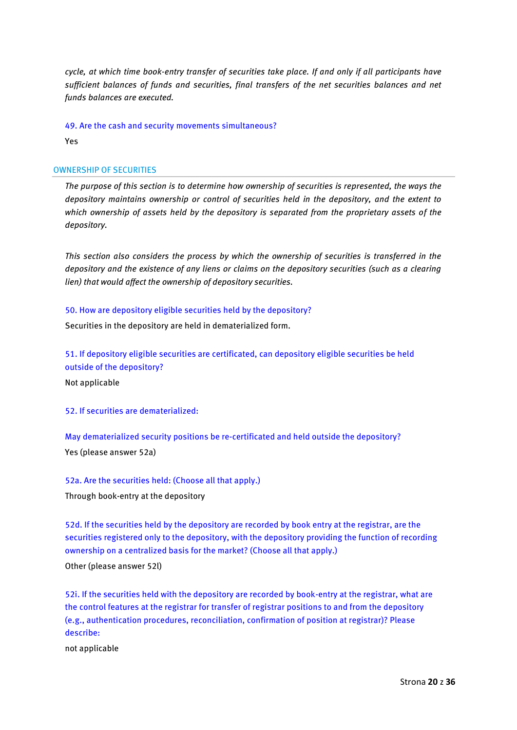*cycle, at which time book-entry transfer of securities take place. If and only if all participants have sufficient balances of funds and securities, final transfers of the net securities balances and net funds balances are executed.*

49. Are the cash and security movements simultaneous?

Yes

## OWNERSHIP OF SECURITIES

*The purpose of this section is to determine how ownership of securities is represented, the ways the depository maintains ownership or control of securities held in the depository, and the extent to which ownership of assets held by the depository is separated from the proprietary assets of the depository.*

*This section also considers the process by which the ownership of securities is transferred in the depository and the existence of any liens or claims on the depository securities (such as a clearing lien) that would affect the ownership of depository securities.*

50. How are depository eligible securities held by the depository?

Securities in the depository are held in dematerialized form.

51. If depository eligible securities are certificated, can depository eligible securities be held outside of the depository?

Not applicable

52. If securities are dematerialized:

May dematerialized security positions be re-certificated and held outside the depository?

Yes (please answer 52a)

52a. Are the securities held: (Choose all that apply.)

Through book-entry at the depository

52d. If the securities held by the depository are recorded by book entry at the registrar, are the securities registered only to the depository, with the depository providing the function of recording ownership on a centralized basis for the market? (Choose all that apply.)

Other (please answer 52l)

52i. If the securities held with the depository are recorded by book-entry at the registrar, what are the control features at the registrar for transfer of registrar positions to and from the depository (e.g., authentication procedures, reconciliation, confirmation of position at registrar)? Please describe:

not applicable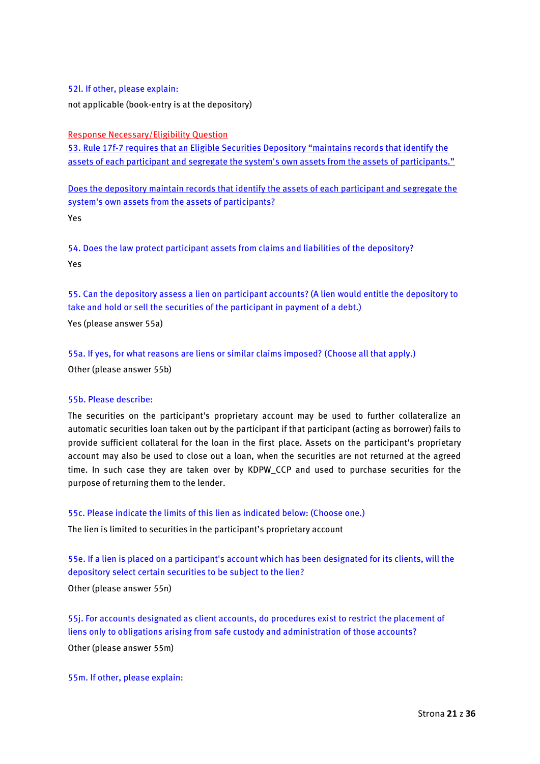52l. If other, please explain:

not applicable (book-entry is at the depository)

Response Necessary/Eligibility Question

53. Rule 17f-7 requires that an Eligible Securities Depository "maintains records that identify the assets of each participant and segregate the system's own assets from the assets of participants."

Does the depository maintain records that identify the assets of each participant and segregate the system's own assets from the assets of participants?

Yes

54. Does the law protect participant assets from claims and liabilities of the depository?

Yes

55. Can the depository assess a lien on participant accounts? (A lien would entitle the depository to take and hold or sell the securities of the participant in payment of a debt.)

Yes (please answer 55a)

55a. If yes, for what reasons are liens or similar claims imposed? (Choose all that apply.)

Other (please answer 55b)

55b. Please describe:

The securities on the participant's proprietary account may be used to further collateralize an automatic securities loan taken out by the participant if that participant (acting as borrower) fails to provide sufficient collateral for the loan in the first place. Assets on the participant's proprietary account may also be used to close out a loan, when the securities are not returned at the agreed time. In such case they are taken over by KDPW_CCP and used to purchase securities for the purpose of returning them to the lender.

55c. Please indicate the limits of this lien as indicated below: (Choose one.)

The lien is limited to securities in the participant's proprietary account

55e. If a lien is placed on a participant's account which has been designated for its clients, will the depository select certain securities to be subject to the lien?

Other (please answer 55n)

55j. For accounts designated as client accounts, do procedures exist to restrict the placement of liens only to obligations arising from safe custody and administration of those accounts?

Other (please answer 55m)

55m. If other, please explain: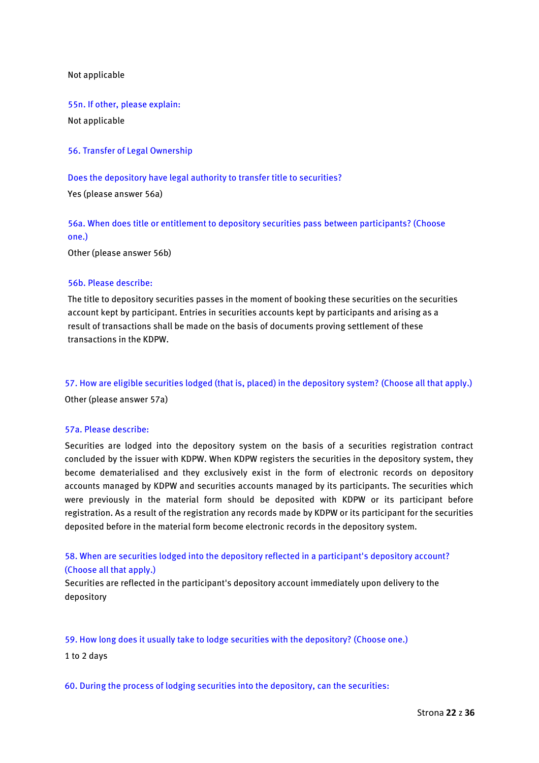Not applicable

55n. If other, please explain:

Not applicable

56. Transfer of Legal Ownership

Does the depository have legal authority to transfer title to securities?

Yes (please answer 56a)

56a. When does title or entitlement to depository securities pass between participants? (Choose one.)

Other (please answer 56b)

56b. Please describe:

The title to depository securities passes in the moment of booking these securities on the securities account kept by participant. Entries in securities accounts kept by participants and arising as a result of transactions shall be made on the basis of documents proving settlement of these transactions in the KDPW.

57. How are eligible securities lodged (that is, placed) in the depository system? (Choose all that apply.)

Other (please answer 57a)

57a. Please describe:

Securities are lodged into the depository system on the basis of a securities registration contract concluded by the issuer with KDPW. When KDPW registers the securities in the depository system, they become dematerialised and they exclusively exist in the form of electronic records on depository accounts managed by KDPW and securities accounts managed by its participants. The securities which were previously in the material form should be deposited with KDPW or its participant before registration. As a result of the registration any records made by KDPW or its participant for the securities deposited before in the material form become electronic records in the depository system.

58. When are securities lodged into the depository reflected in a participant's depository account? (Choose all that apply.)

Securities are reflected in the participant's depository account immediately upon delivery to the depository

59. How long does it usually take to lodge securities with the depository? (Choose one.)

1 to 2 days

60. During the process of lodging securities into the depository, can the securities: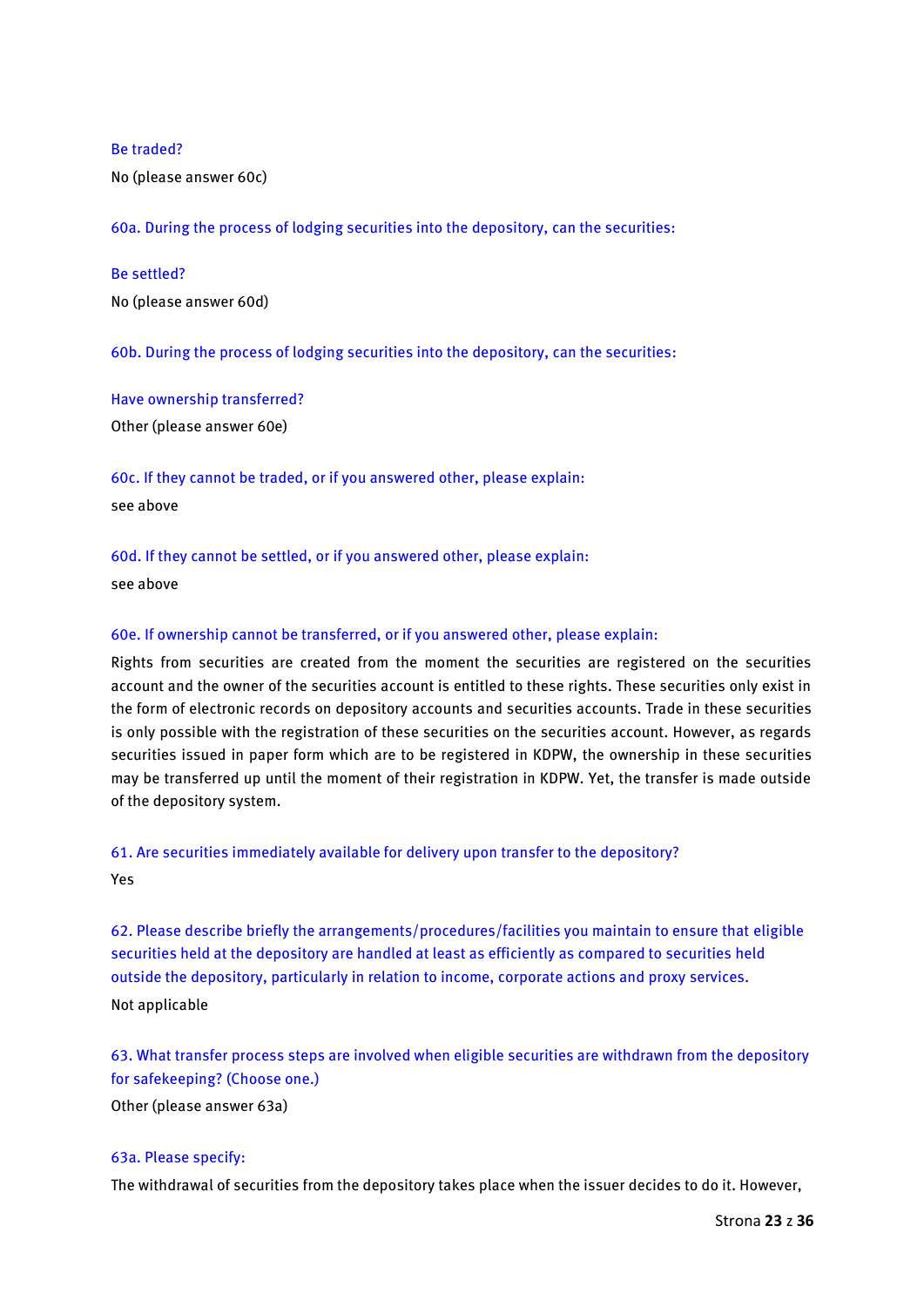Be traded?

No (please answer 60c)

60a. During the process of lodging securities into the depository, can the securities:

Be settled?

No (please answer 60d)

60b. During the process of lodging securities into the depository, can the securities:

Have ownership transferred?

Other (please answer 60e)

60c. If they cannot be traded, or if you answered other, please explain:

see above

60d. If they cannot be settled, or if you answered other, please explain:

see above

60e. If ownership cannot be transferred, or if you answered other, please explain:

Rights from securities are created from the moment the securities are registered on the securities account and the owner of the securities account is entitled to these rights. These securities only exist in the form of electronic records on depository accounts and securities accounts. Trade in these securities is only possible with the registration of these securities on the securities account. However, as regards securities issued in paper form which are to be registered in KDPW, the ownership in these securities may be transferred up until the moment of their registration in KDPW. Yet, the transfer is made outside of the depository system.

61. Are securities immediately available for delivery upon transfer to the depository?

Yes

62. Please describe briefly the arrangements/procedures/facilities you maintain to ensure that eligible securities held at the depository are handled at least as efficiently as compared to securities held outside the depository, particularly in relation to income, corporate actions and proxy services.

Not applicable

63. What transfer process steps are involved when eligible securities are withdrawn from the depository for safekeeping? (Choose one.)

Other (please answer 63a)

63a. Please specify:

The withdrawal of securities from the depository takes place when the issuer decides to do it. However,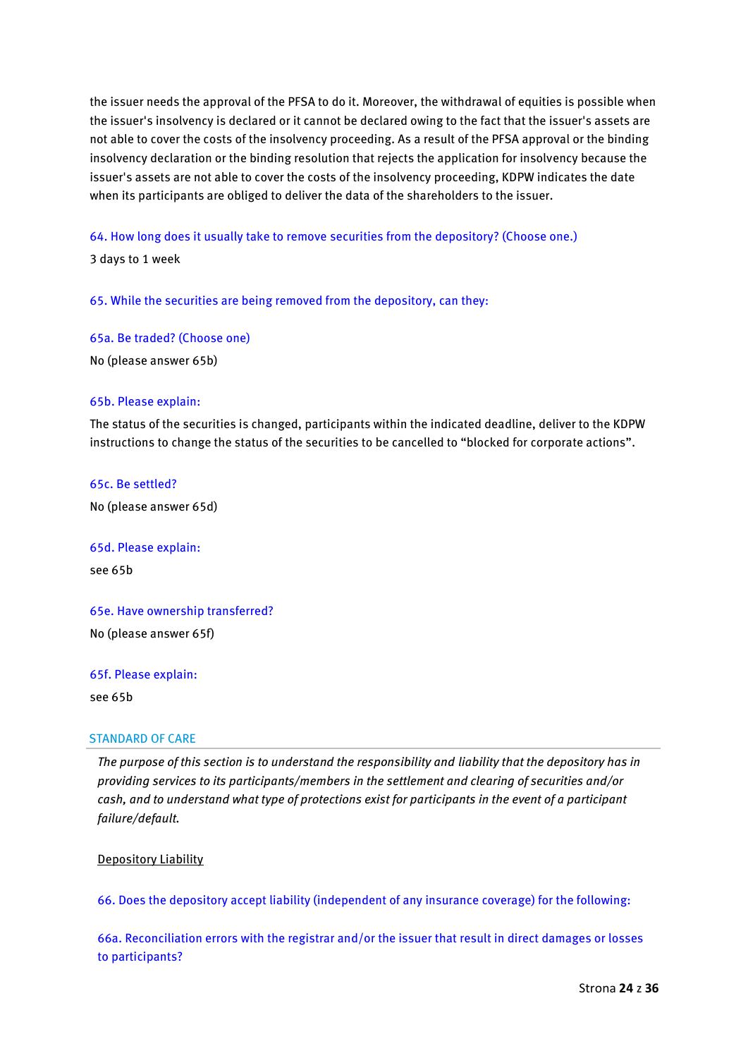the issuer needs the approval of the PFSA to do it. Moreover, the withdrawal of equities is possible when the issuer's insolvency is declared or it cannot be declared owing to the fact that the issuer's assets are not able to cover the costs of the insolvency proceeding. As a result of the PFSA approval or the binding insolvency declaration or the binding resolution that rejects the application for insolvency because the issuer's assets are not able to cover the costs of the insolvency proceeding, KDPW indicates the date when its participants are obliged to deliver the data of the shareholders to the issuer.

64. How long does it usually take to remove securities from the depository? (Choose one.)

3 days to 1 week

65. While the securities are being removed from the depository, can they:

65a. Be traded? (Choose one)

No (please answer 65b)

65b. Please explain:

The status of the securities is changed, participants within the indicated deadline, deliver to the KDPW instructions to change the status of the securities to be cancelled to “blocked for corporate actions”.

65c. Be settled?

No (please answer 65d)

65d. Please explain:

see 65b

65e. Have ownership transferred?

No (please answer 65f)

65f. Please explain:

see 65b

## STANDARD OF CARE

*The purpose of this section is to understand the responsibility and liability that the depository has in providing services to its participants/members in the settlement and clearing of securities and/or cash, and to understand what type of protections exist for participants in the event of a participant failure/default.*

### Depository Liability

66. Does the depository accept liability (independent of any insurance coverage) for the following:

66a. Reconciliation errors with the registrar and/or the issuer that result in direct damages or losses to participants?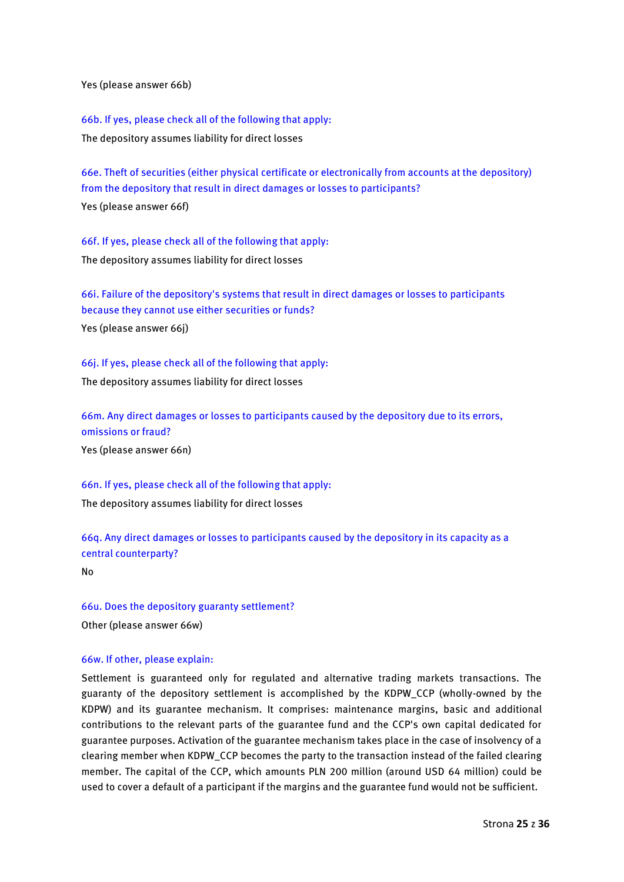Yes (please answer 66b)

66b. If yes, please check all of the following that apply:

The depository assumes liability for direct losses

66e. Theft of securities (either physical certificate or electronically from accounts at the depository) from the depository that result in direct damages or losses to participants?

Yes (please answer 66f)

66f. If yes, please check all of the following that apply:

The depository assumes liability for direct losses

66i. Failure of the depository's systems that result in direct damages or losses to participants because they cannot use either securities or funds?

Yes (please answer 66j)

66j. If yes, please check all of the following that apply:

The depository assumes liability for direct losses

66m. Any direct damages or losses to participants caused by the depository due to its errors, omissions or fraud?

Yes (please answer 66n)

66n. If yes, please check all of the following that apply:

The depository assumes liability for direct losses

66q. Any direct damages or losses to participants caused by the depository in its capacity as a central counterparty?

No

66u. Does the depository guaranty settlement?

Other (please answer 66w)

66w. If other, please explain:

Settlement is guaranteed only for regulated and alternative trading markets transactions. The guaranty of the depository settlement is accomplished by the KDPW_CCP (wholly-owned by the KDPW) and its guarantee mechanism. It comprises: maintenance margins, basic and additional contributions to the relevant parts of the guarantee fund and the CCP's own capital dedicated for guarantee purposes. Activation of the guarantee mechanism takes place in the case of insolvency of a clearing member when KDPW_CCP becomes the party to the transaction instead of the failed clearing member. The capital of the CCP, which amounts PLN 200 million (around USD 64 million) could be used to cover a default of a participant if the margins and the guarantee fund would not be sufficient.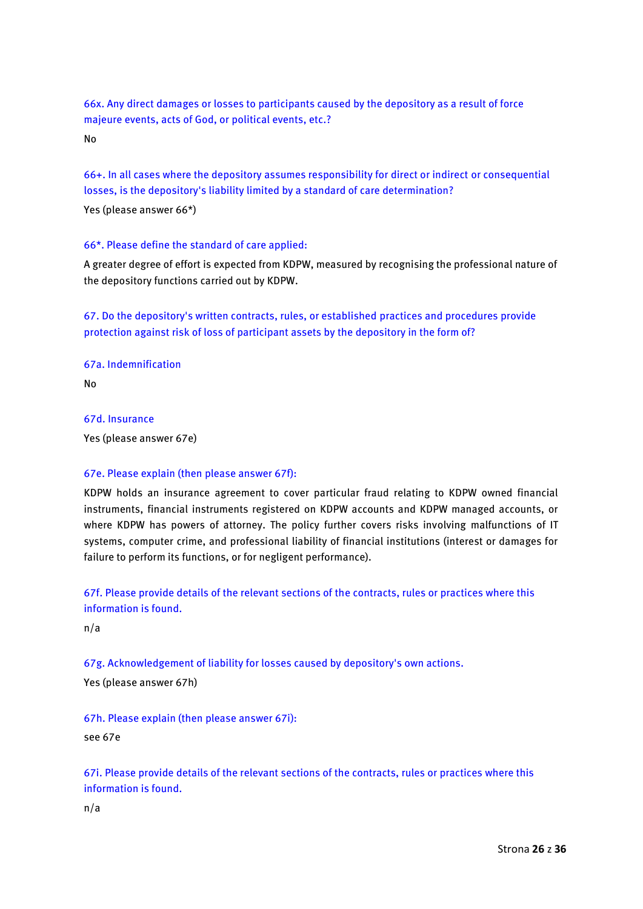66x. Any direct damages or losses to participants caused by the depository as a result of force majeure events, acts of God, or political events, etc.?

No

66+. In all cases where the depository assumes responsibility for direct or indirect or consequential losses, is the depository's liability limited by a standard of care determination?

Yes (please answer 66*)

66*. Please define the standard of care applied:

A greater degree of effort is expected from KDPW, measured by recognising the professional nature of the depository functions carried out by KDPW.

67. Do the depository's written contracts, rules, or established practices and procedures provide protection against risk of loss of participant assets by the depository in the form of?

67a. Indemnification

No

67d. Insurance

Yes (please answer 67e)

67e. Please explain (then please answer 67f):

KDPW holds an insurance agreement to cover particular fraud relating to KDPW owned financial instruments, financial instruments registered on KDPW accounts and KDPW managed accounts, or where KDPW has powers of attorney. The policy further covers risks involving malfunctions of IT systems, computer crime, and professional liability of financial institutions (interest or damages for failure to perform its functions, or for negligent performance).

67f. Please provide details of the relevant sections of the contracts, rules or practices where this information is found.

n/a

67g. Acknowledgement of liability for losses caused by depository's own actions.

Yes (please answer 67h)

67h. Please explain (then please answer 67i):

see 67e

67i. Please provide details of the relevant sections of the contracts, rules or practices where this information is found.

n/a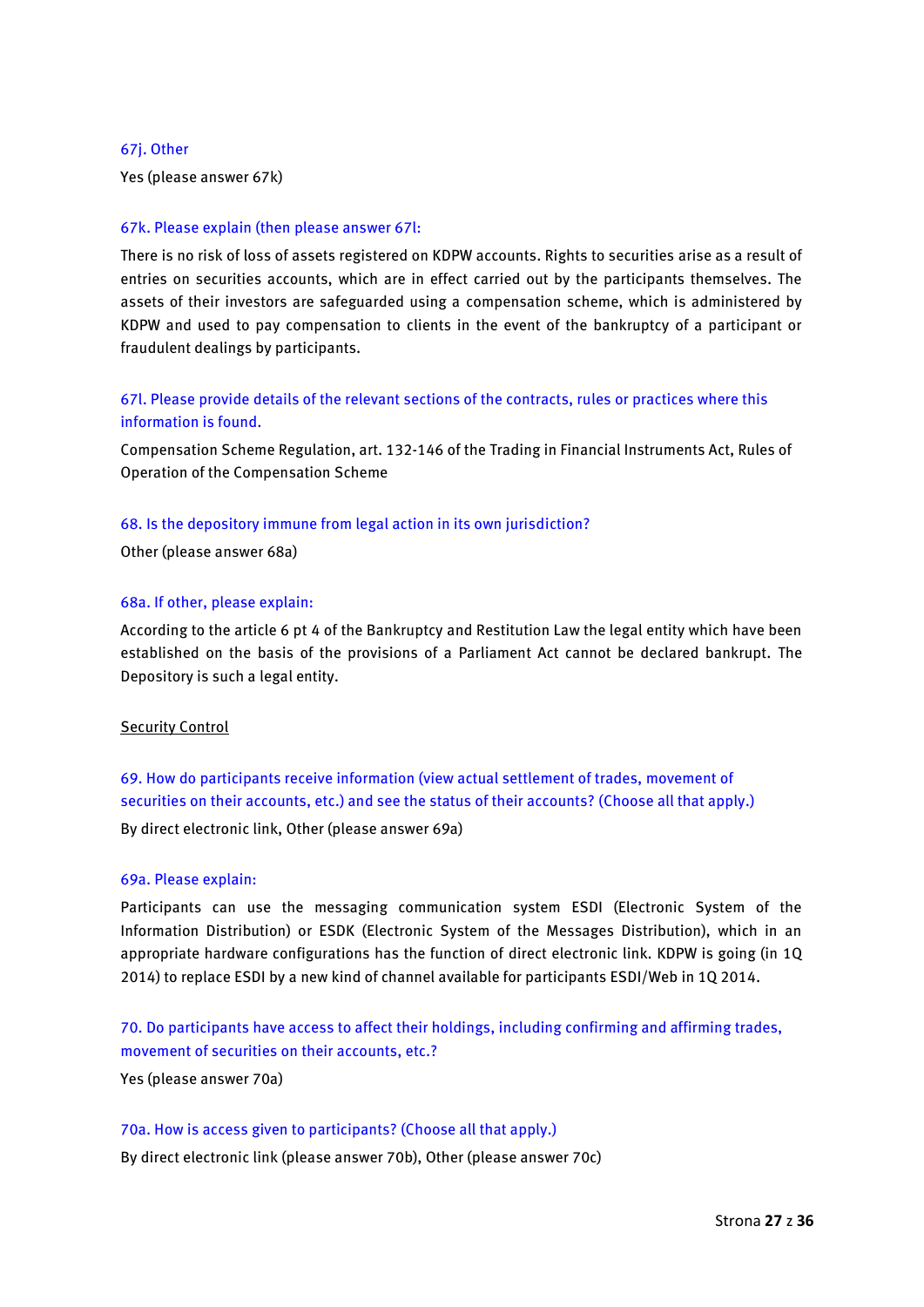67j. Other

Yes (please answer 67k)

67k. Please explain (then please answer 67l:

There is no risk of loss of assets registered on KDPW accounts. Rights to securities arise as a result of entries on securities accounts, which are in effect carried out by the participants themselves. The assets of their investors are safeguarded using a compensation scheme, which is administered by KDPW and used to pay compensation to clients in the event of the bankruptcy of a participant or fraudulent dealings by participants.

67l. Please provide details of the relevant sections of the contracts, rules or practices where this information is found.

Compensation Scheme Regulation, art. 132-146 of the Trading in Financial Instruments Act, Rules of Operation of the Compensation Scheme

68. Is the depository immune from legal action in its own jurisdiction?

Other (please answer 68a)

68a. If other, please explain:

According to the article 6 pt 4 of the Bankruptcy and Restitution Law the legal entity which have been established on the basis of the provisions of a Parliament Act cannot be declared bankrupt. The Depository is such a legal entity.

Security Control

69. How do participants receive information (view actual settlement of trades, movement of securities on their accounts, etc.) and see the status of their accounts? (Choose all that apply.)

By direct electronic link, Other (please answer 69a)

69a. Please explain:

Participants can use the messaging communication system ESDI (Electronic System of the Information Distribution) or ESDK (Electronic System of the Messages Distribution), which in an appropriate hardware configurations has the function of direct electronic link. KDPW is going (in 1Q 2014) to replace ESDI by a new kind of channel available for participants ESDI/Web in 1Q 2014.

70. Do participants have access to affect their holdings, including confirming and affirming trades, movement of securities on their accounts, etc.?

Yes (please answer 70a)

70a. How is access given to participants? (Choose all that apply.)

By direct electronic link (please answer 70b), Other (please answer 70c)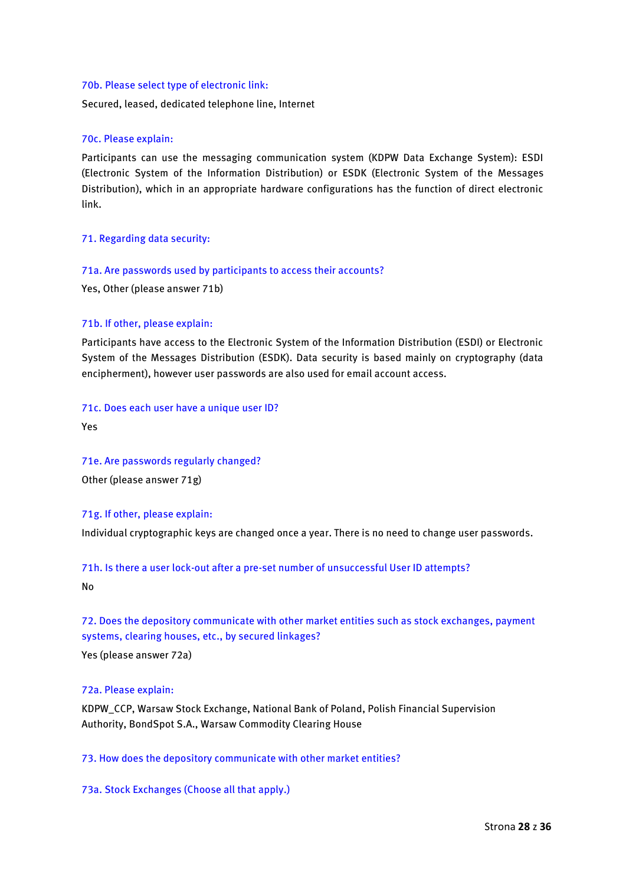70b. Please select type of electronic link:

Secured, leased, dedicated telephone line, Internet

70c. Please explain:

Participants can use the messaging communication system (KDPW Data Exchange System): ESDI (Electronic System of the Information Distribution) or ESDK (Electronic System of the Messages Distribution), which in an appropriate hardware configurations has the function of direct electronic link.

71. Regarding data security:

71a. Are passwords used by participants to access their accounts?

Yes, Other (please answer 71b)

71b. If other, please explain:

Participants have access to the Electronic System of the Information Distribution (ESDI) or Electronic System of the Messages Distribution (ESDK). Data security is based mainly on cryptography (data encipherment), however user passwords are also used for email account access.

71c. Does each user have a unique user ID?

Yes

71e. Are passwords regularly changed?

Other (please answer 71g)

71g. If other, please explain:

Individual cryptographic keys are changed once a year. There is no need to change user passwords.

71h. Is there a user lock-out after a pre-set number of unsuccessful User ID attempts?

No

72. Does the depository communicate with other market entities such as stock exchanges, payment systems, clearing houses, etc., by secured linkages?

Yes (please answer 72a)

72a. Please explain:

KDPW_CCP, Warsaw Stock Exchange, National Bank of Poland, Polish Financial Supervision Authority, BondSpot S.A., Warsaw Commodity Clearing House

73. How does the depository communicate with other market entities?

73a. Stock Exchanges (Choose all that apply.)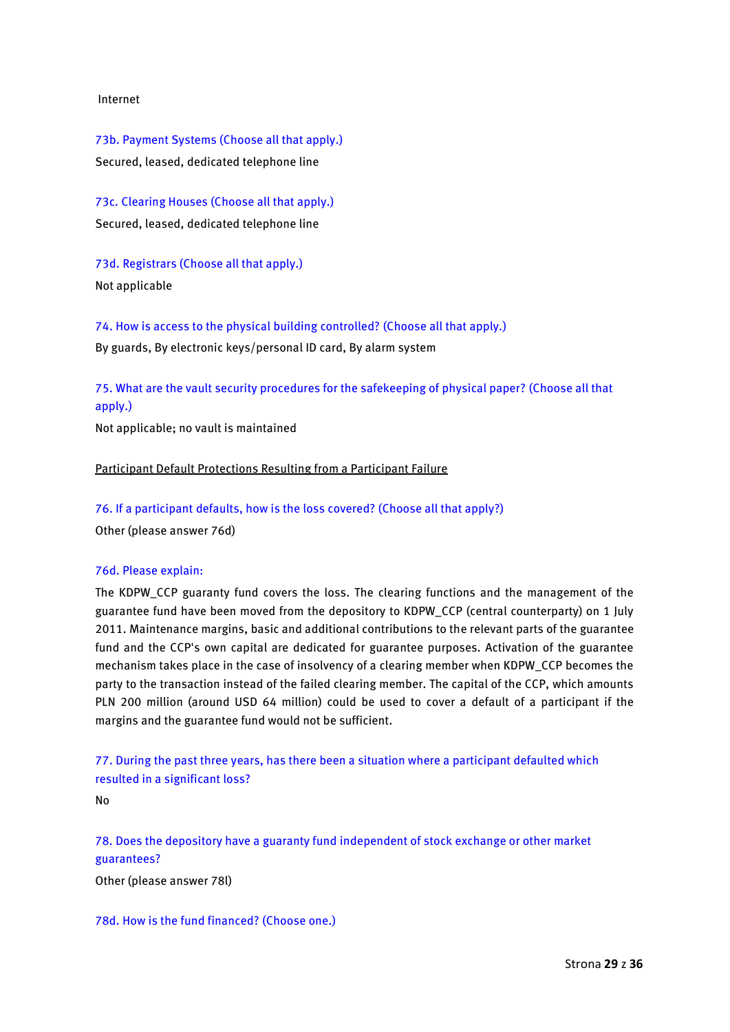Internet

73b. Payment Systems (Choose all that apply.)

Secured, leased, dedicated telephone line

73c. Clearing Houses (Choose all that apply.)

Secured, leased, dedicated telephone line

73d. Registrars (Choose all that apply.)

Not applicable

74. How is access to the physical building controlled? (Choose all that apply.)

By guards, By electronic keys/personal ID card, By alarm system

75. What are the vault security procedures for the safekeeping of physical paper? (Choose all that apply.)

Not applicable; no vault is maintained

<u>Participant Default Protections Resulting from a Participant Failure</u>

76. If a participant defaults, how is the loss covered? (Choose all that apply?)

Other (please answer 76d)

76d. Please explain:

The KDPW_CCP guaranty fund covers the loss. The clearing functions and the management of the guarantee fund have been moved from the depository to KDPW_CCP (central counterparty) on 1 July 2011. Maintenance margins, basic and additional contributions to the relevant parts of the guarantee fund and the CCP's own capital are dedicated for guarantee purposes. Activation of the guarantee mechanism takes place in the case of insolvency of a clearing member when KDPW_CCP becomes the party to the transaction instead of the failed clearing member. The capital of the CCP, which amounts PLN 200 million (around USD 64 million) could be used to cover a default of a participant if the margins and the guarantee fund would not be sufficient.

77. During the past three years, has there been a situation where a participant defaulted which resulted in a significant loss?

No

78. Does the depository have a guaranty fund independent of stock exchange or other market guarantees?

Other (please answer 78l)

78d. How is the fund financed? (Choose one.)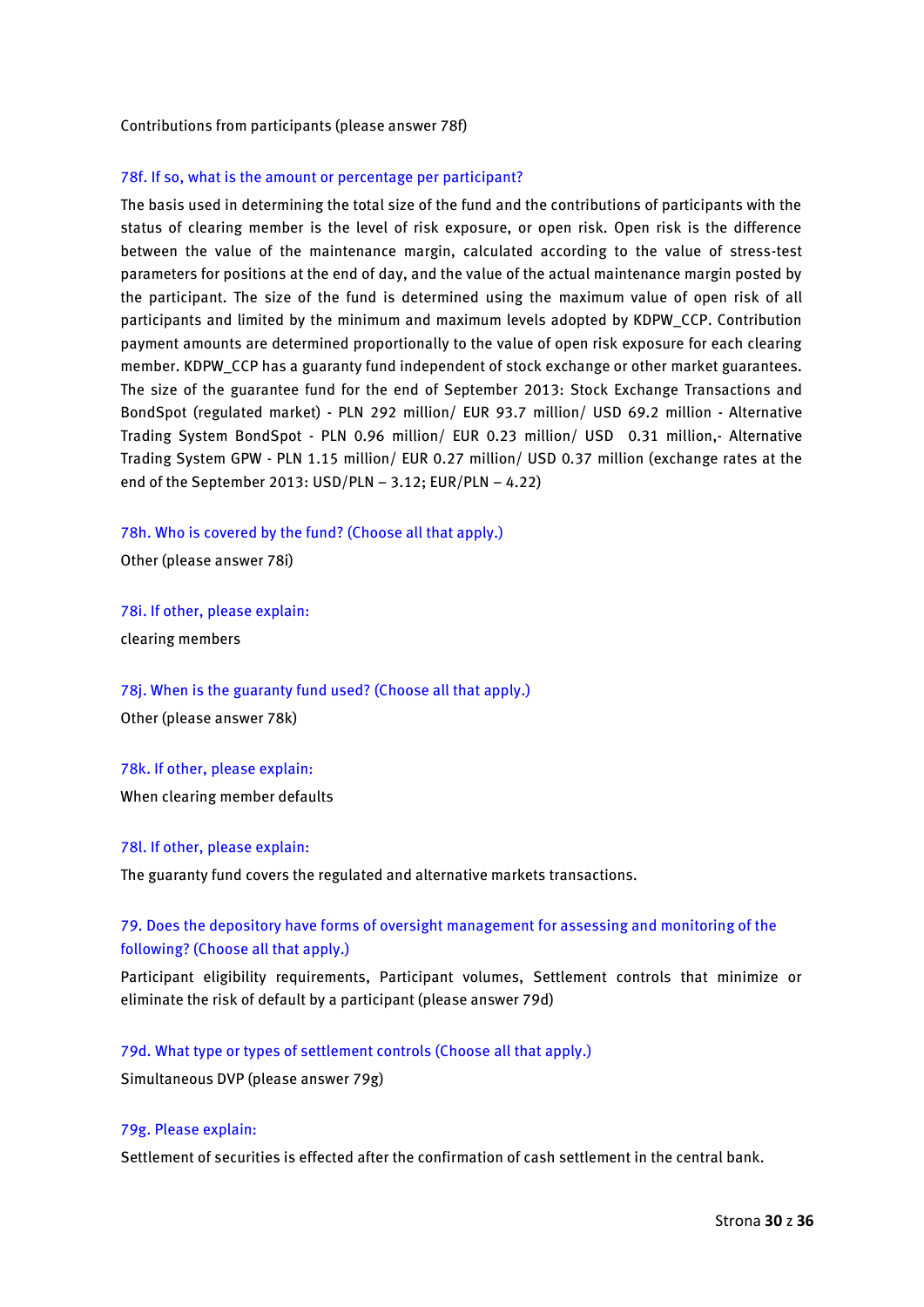Contributions from participants (please answer 78f)

### 78f. If so, what is the amount or percentage per participant?

The basis used in determining the total size of the fund and the contributions of participants with the status of clearing member is the level of risk exposure, or open risk. Open risk is the difference between the value of the maintenance margin, calculated according to the value of stress-test parameters for positions at the end of day, and the value of the actual maintenance margin posted by the participant. The size of the fund is determined using the maximum value of open risk of all participants and limited by the minimum and maximum levels adopted by KDPW_CCP. Contribution payment amounts are determined proportionally to the value of open risk exposure for each clearing member. KDPW_CCP has a guaranty fund independent of stock exchange or other market guarantees. The size of the guarantee fund for the end of September 2013: Stock Exchange Transactions and BondSpot (regulated market) - PLN 292 million/ EUR 93.7 million/ USD 69.2 million - Alternative Trading System BondSpot - PLN 0.96 million/ EUR 0.23 million/ USD 0.31 million,- Alternative Trading System GPW - PLN 1.15 million/ EUR 0.27 million/ USD 0.37 million (exchange rates at the end of the September 2013: USD/PLN – 3.12; EUR/PLN – 4.22)

### 78h. Who is covered by the fund? (Choose all that apply.)

Other (please answer 78i)

### 78i. If other, please explain:

clearing members

### 78j. When is the guaranty fund used? (Choose all that apply.)

Other (please answer 78k)

### 78k. If other, please explain:

When clearing member defaults

### 78l. If other, please explain:

The guaranty fund covers the regulated and alternative markets transactions.

### 79. Does the depository have forms of oversight management for assessing and monitoring of the following? (Choose all that apply.)

Participant eligibility requirements, Participant volumes, Settlement controls that minimize or eliminate the risk of default by a participant (please answer 79d)

### 79d. What type or types of settlement controls (Choose all that apply.)

Simultaneous DVP (please answer 79g)

### 79g. Please explain:

Settlement of securities is effected after the confirmation of cash settlement in the central bank.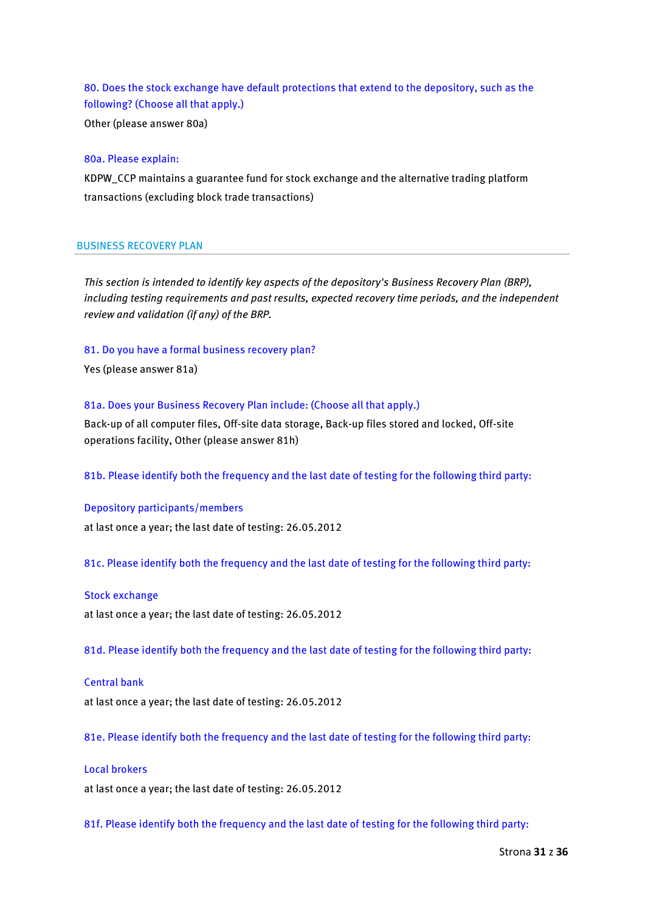80. Does the stock exchange have default protections that extend to the depository, such as the following? (Choose all that apply.)

Other (please answer 80a)

80a. Please explain:

KDPW_CCP maintains a guarantee fund for stock exchange and the alternative trading platform transactions (excluding block trade transactions)

## BUSINESS RECOVERY PLAN

*This section is intended to identify key aspects of the depository's Business Recovery Plan (BRP), including testing requirements and past results, expected recovery time periods, and the independent review and validation (if any) of the BRP.*

81. Do you have a formal business recovery plan?

Yes (please answer 81a)

81a. Does your Business Recovery Plan include: (Choose all that apply.)

Back-up of all computer files, Off-site data storage, Back-up files stored and locked, Off-site operations facility, Other (please answer 81h)

81b. Please identify both the frequency and the last date of testing for the following third party:

Depository participants/members

at last once a year; the last date of testing: 26.05.2012

81c. Please identify both the frequency and the last date of testing for the following third party:

Stock exchange

at last once a year; the last date of testing: 26.05.2012

81d. Please identify both the frequency and the last date of testing for the following third party:

Central bank

at last once a year; the last date of testing: 26.05.2012

81e. Please identify both the frequency and the last date of testing for the following third party:

Local brokers

at last once a year; the last date of testing: 26.05.2012

81f. Please identify both the frequency and the last date of testing for the following third party: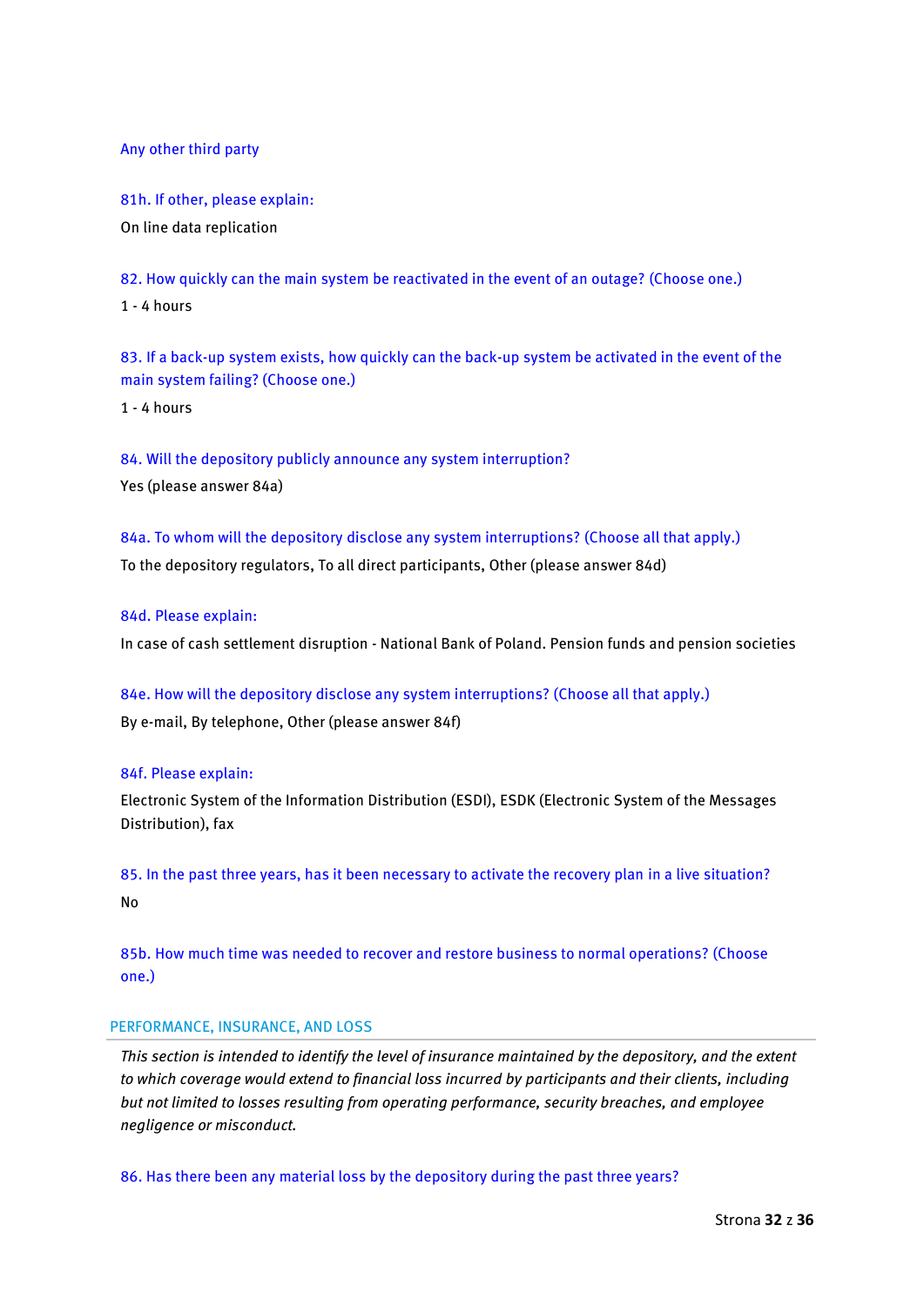Any other third party

81h. If other, please explain:

On line data replication

82. How quickly can the main system be reactivated in the event of an outage? (Choose one.)

1 - 4 hours

83. If a back-up system exists, how quickly can the back-up system be activated in the event of the main system failing? (Choose one.)

1 - 4 hours

84. Will the depository publicly announce any system interruption?

Yes (please answer 84a)

84a. To whom will the depository disclose any system interruptions? (Choose all that apply.)

To the depository regulators, To all direct participants, Other (please answer 84d)

84d. Please explain:

In case of cash settlement disruption - National Bank of Poland. Pension funds and pension societies

84e. How will the depository disclose any system interruptions? (Choose all that apply.)

By e-mail, By telephone, Other (please answer 84f)

84f. Please explain:

Electronic System of the Information Distribution (ESDI), ESDK (Electronic System of the Messages Distribution), fax

85. In the past three years, has it been necessary to activate the recovery plan in a live situation?

No

85b. How much time was needed to recover and restore business to normal operations? (Choose one.)

## PERFORMANCE, INSURANCE, AND LOSS

*This section is intended to identify the level of insurance maintained by the depository, and the extent to which coverage would extend to financial loss incurred by participants and their clients, including but not limited to losses resulting from operating performance, security breaches, and employee negligence or misconduct.*

86. Has there been any material loss by the depository during the past three years?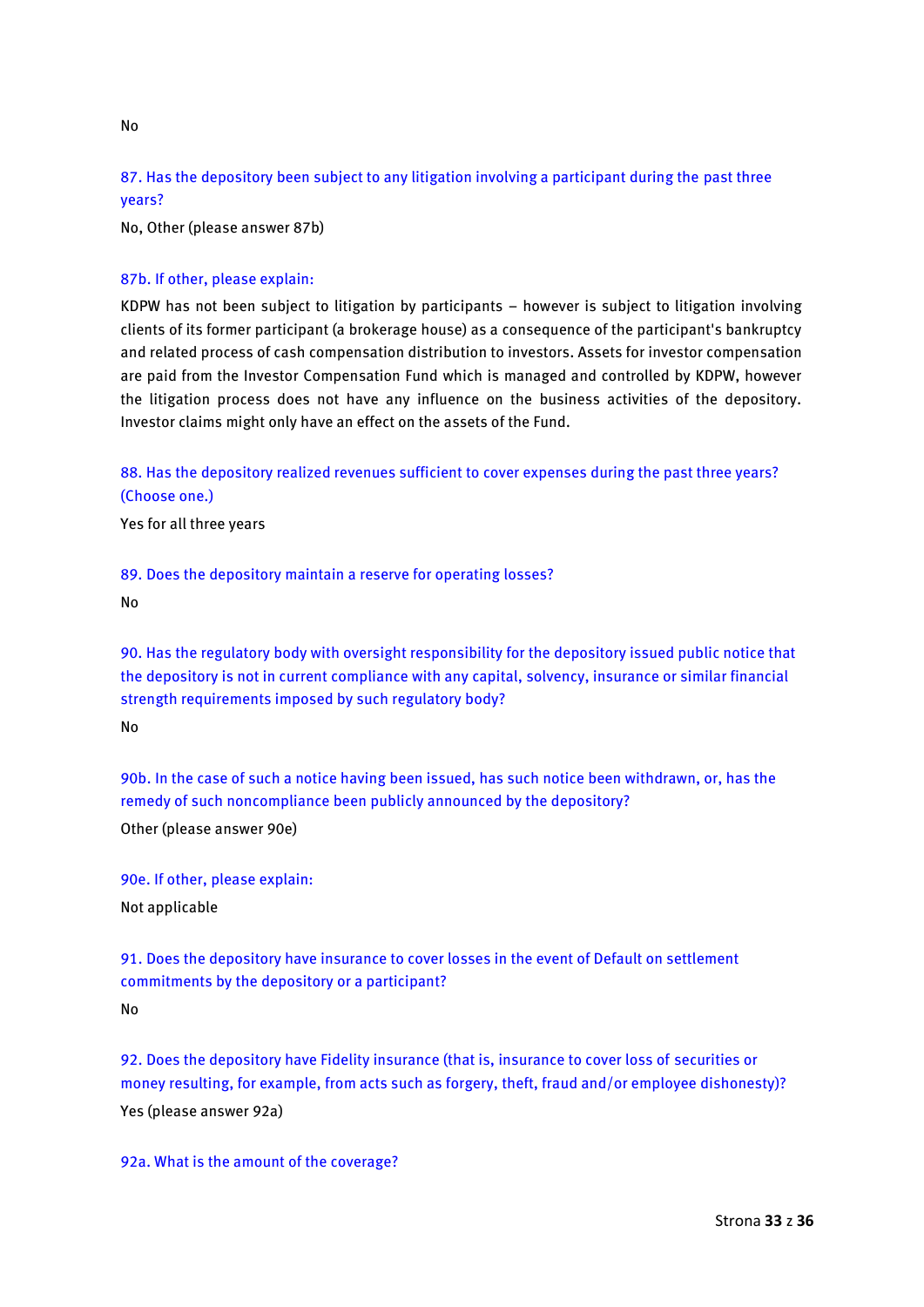No

87. Has the depository been subject to any litigation involving a participant during the past three years?

No, Other (please answer 87b)

87b. If other, please explain:

KDPW has not been subject to litigation by participants – however is subject to litigation involving clients of its former participant (a brokerage house) as a consequence of the participant's bankruptcy and related process of cash compensation distribution to investors. Assets for investor compensation are paid from the Investor Compensation Fund which is managed and controlled by KDPW, however the litigation process does not have any influence on the business activities of the depository. Investor claims might only have an effect on the assets of the Fund.

88. Has the depository realized revenues sufficient to cover expenses during the past three years? (Choose one.)

Yes for all three years

89. Does the depository maintain a reserve for operating losses?

No

90. Has the regulatory body with oversight responsibility for the depository issued public notice that the depository is not in current compliance with any capital, solvency, insurance or similar financial strength requirements imposed by such regulatory body?

No

90b. In the case of such a notice having been issued, has such notice been withdrawn, or, has the remedy of such noncompliance been publicly announced by the depository?

Other (please answer 90e)

90e. If other, please explain:

Not applicable

91. Does the depository have insurance to cover losses in the event of Default on settlement commitments by the depository or a participant?

No

92. Does the depository have Fidelity insurance (that is, insurance to cover loss of securities or money resulting, for example, from acts such as forgery, theft, fraud and/or employee dishonesty)?

Yes (please answer 92a)

92a. What is the amount of the coverage?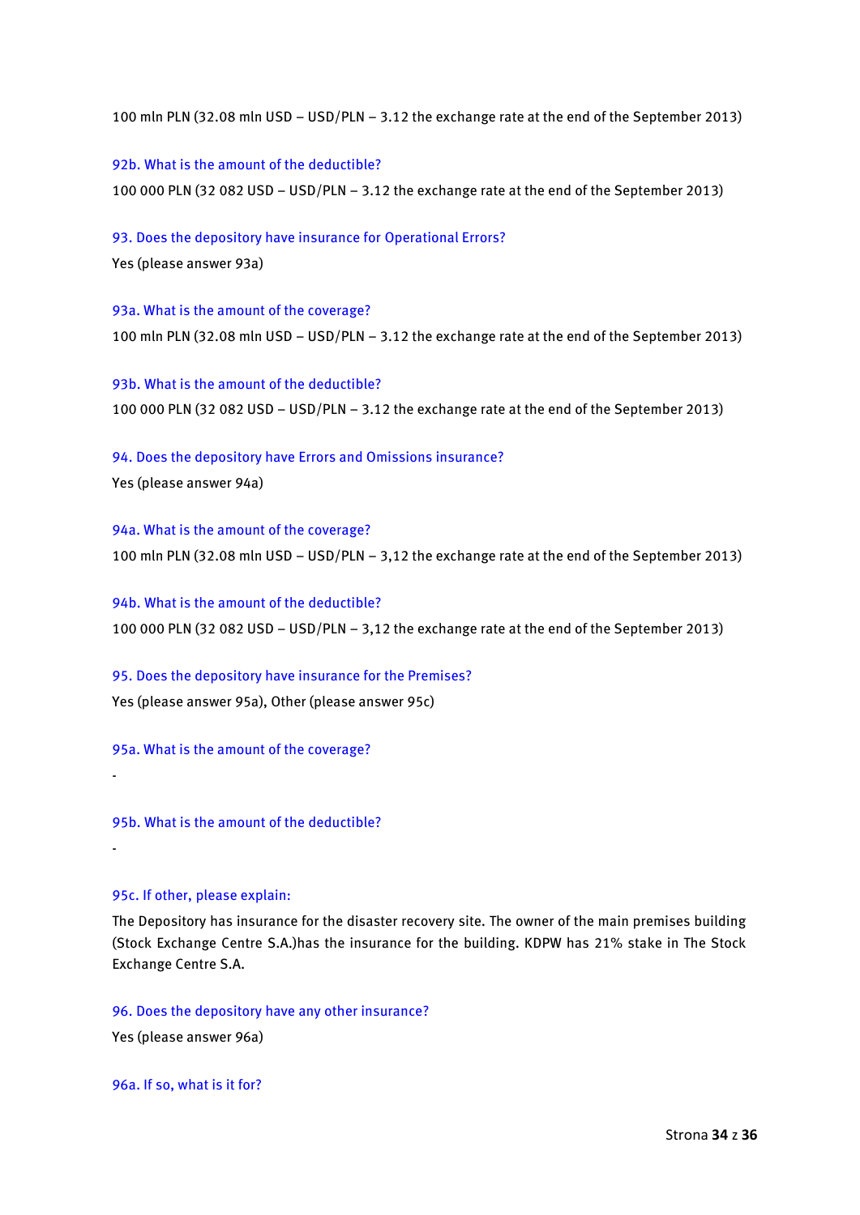100 mln PLN (32.08 mln USD – USD/PLN – 3.12 the exchange rate at the end of the September 2013)

92b. What is the amount of the deductible?

100 000 PLN (32 082 USD – USD/PLN – 3.12 the exchange rate at the end of the September 2013)

93. Does the depository have insurance for Operational Errors?

Yes (please answer 93a)

93a. What is the amount of the coverage?

100 mln PLN (32.08 mln USD – USD/PLN – 3.12 the exchange rate at the end of the September 2013)

93b. What is the amount of the deductible?

100 000 PLN (32 082 USD – USD/PLN – 3.12 the exchange rate at the end of the September 2013)

94. Does the depository have Errors and Omissions insurance?

Yes (please answer 94a)

94a. What is the amount of the coverage?

100 mln PLN (32.08 mln USD – USD/PLN – 3,12 the exchange rate at the end of the September 2013)

94b. What is the amount of the deductible?

100 000 PLN (32 082 USD – USD/PLN – 3,12 the exchange rate at the end of the September 2013)

95. Does the depository have insurance for the Premises?

Yes (please answer 95a), Other (please answer 95c)

95a. What is the amount of the coverage?

-

95b. What is the amount of the deductible?

-

95c. If other, please explain:

The Depository has insurance for the disaster recovery site. The owner of the main premises building (Stock Exchange Centre S.A.)has the insurance for the building. KDPW has 21% stake in The Stock Exchange Centre S.A.

96. Does the depository have any other insurance?

Yes (please answer 96a)

96a. If so, what is it for?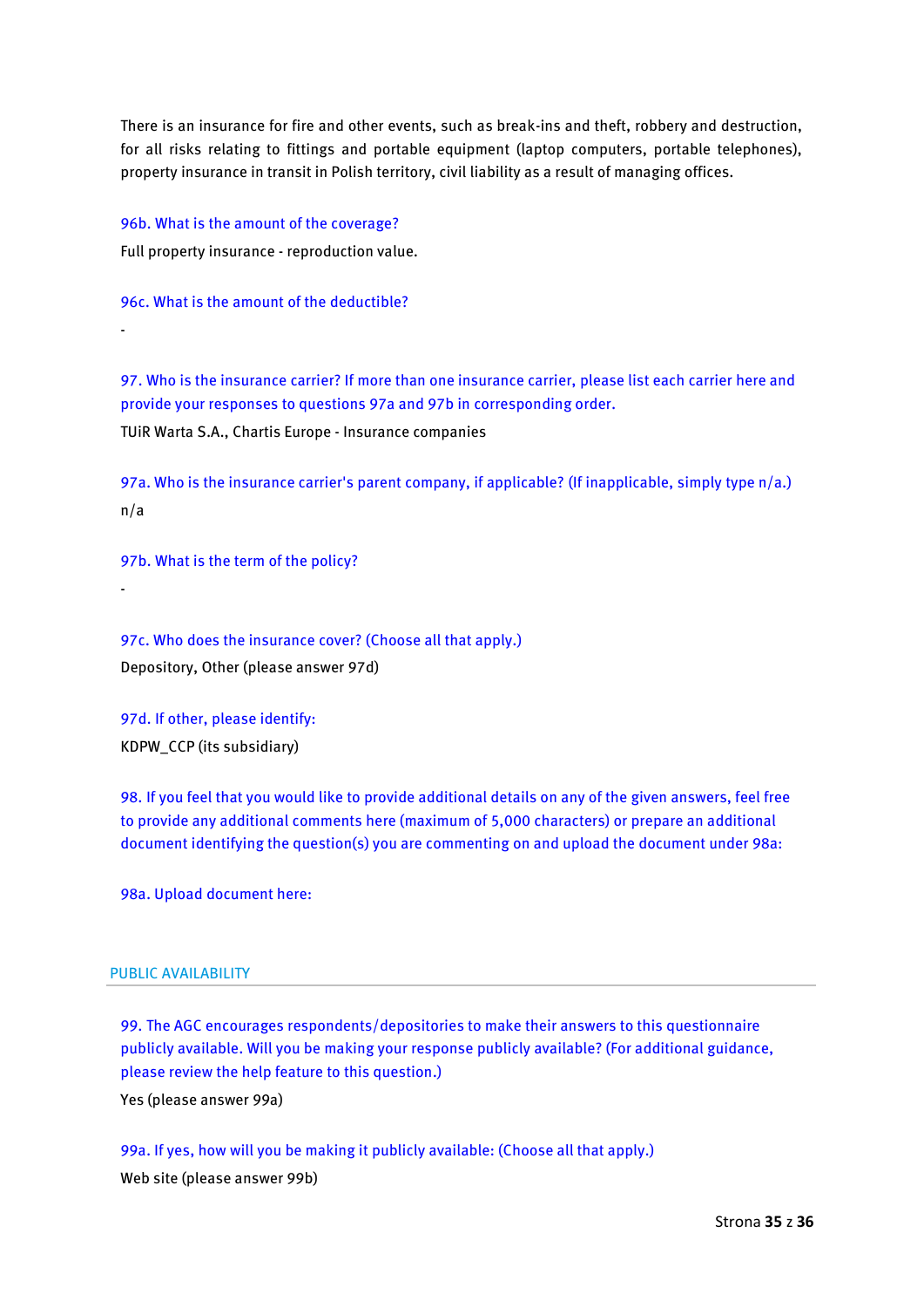There is an insurance for fire and other events, such as break-ins and theft, robbery and destruction, for all risks relating to fittings and portable equipment (laptop computers, portable telephones), property insurance in transit in Polish territory, civil liability as a result of managing offices.

96b. What is the amount of the coverage?

Full property insurance - reproduction value.

96c. What is the amount of the deductible?

-

97. Who is the insurance carrier? If more than one insurance carrier, please list each carrier here and provide your responses to questions 97a and 97b in corresponding order.

TUiR Warta S.A., Chartis Europe - Insurance companies

97a. Who is the insurance carrier's parent company, if applicable? (If inapplicable, simply type n/a.)

n/a

97b. What is the term of the policy?

-

97c. Who does the insurance cover? (Choose all that apply.)

Depository, Other (please answer 97d)

97d. If other, please identify:

KDPW_CCP (its subsidiary)

98. If you feel that you would like to provide additional details on any of the given answers, feel free to provide any additional comments here (maximum of 5,000 characters) or prepare an additional document identifying the question(s) you are commenting on and upload the document under 98a:

98a. Upload document here:

## PUBLIC AVAILABILITY

99. The AGC encourages respondents/depositories to make their answers to this questionnaire publicly available. Will you be making your response publicly available? (For additional guidance, please review the help feature to this question.)

Yes (please answer 99a)

99a. If yes, how will you be making it publicly available: (Choose all that apply.)

Web site (please answer 99b)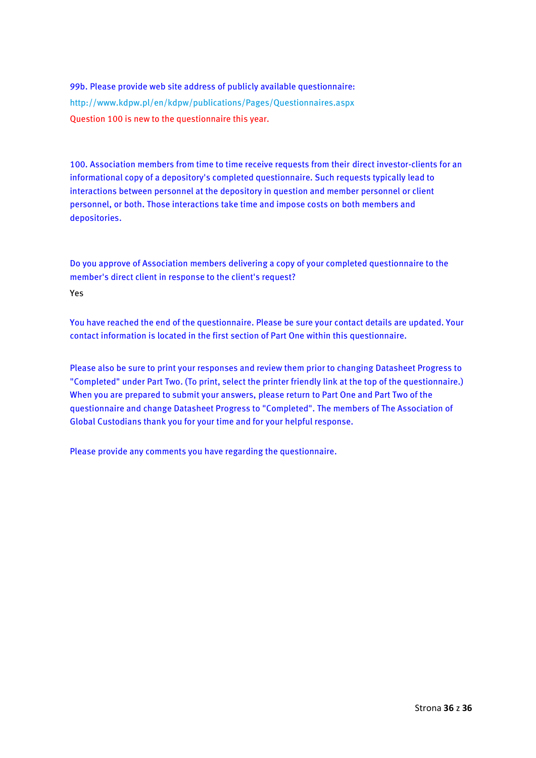99b. Please provide web site address of publicly available questionnaire:

http://www.kdpw.pl/en/kdpw/publications/Pages/Questionnaires.aspx

Question 100 is new to the questionnaire this year.

100. Association members from time to time receive requests from their direct investor-clients for an informational copy of a depository's completed questionnaire. Such requests typically lead to interactions between personnel at the depository in question and member personnel or client personnel, or both. Those interactions take time and impose costs on both members and depositories.

Do you approve of Association members delivering a copy of your completed questionnaire to the member's direct client in response to the client's request?

Yes

You have reached the end of the questionnaire. Please be sure your contact details are updated. Your contact information is located in the first section of Part One within this questionnaire.

Please also be sure to print your responses and review them prior to changing Datasheet Progress to "Completed" under Part Two. (To print, select the printer friendly link at the top of the questionnaire.) When you are prepared to submit your answers, please return to Part One and Part Two of the questionnaire and change Datasheet Progress to "Completed". The members of The Association of Global Custodians thank you for your time and for your helpful response.

Please provide any comments you have regarding the questionnaire.